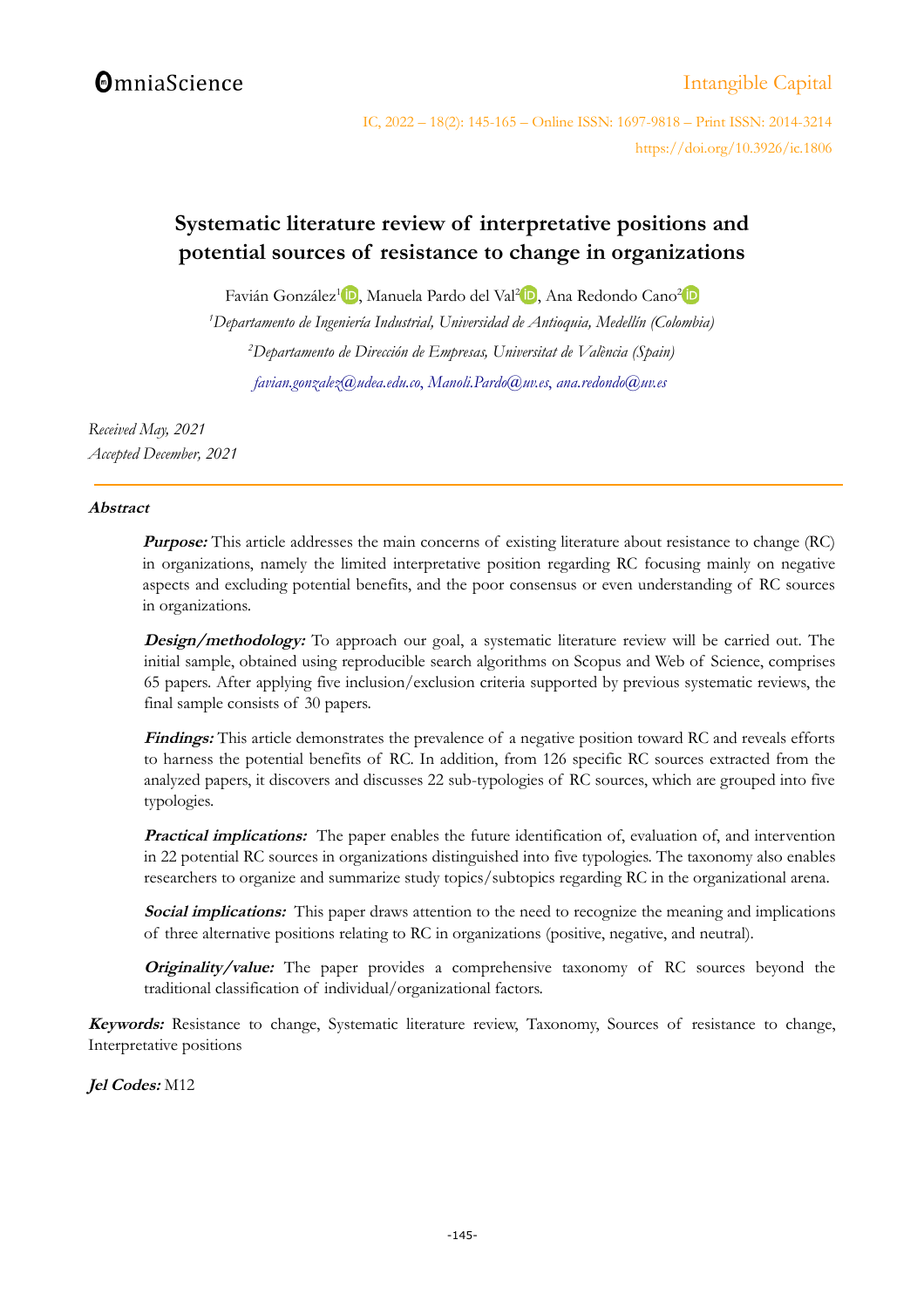# Systematic literature review of interpretative positions and potential sources of resistance to change in organizations

Favián González[1], Manuela Pardo del Val[2], Ana Redondo Cano[2]

[1]*Departamento de Ingeniería Industrial, Universidad de Antioquia, Medellín (Colombia)*

[2]*Departamento de Dirección de Empresas, Universitat de València (Spain)*

*favian.gonzalez@udea.edu.co*, *Manoli.Pardo@uv.es*, *ana.redondo@uv.es*

*Received May, 2021*

*Accepted December, 2021*

---

## Abstract

***Purpose:*** This article addresses the main concerns of existing literature about resistance to change (RC) in organizations, namely the limited interpretative position regarding RC focusing mainly on negative aspects and excluding potential benefits, and the poor consensus or even understanding of RC sources in organizations.

***Design/methodology:*** To approach our goal, a systematic literature review will be carried out. The initial sample, obtained using reproducible search algorithms on Scopus and Web of Science, comprises 65 papers. After applying five inclusion/exclusion criteria supported by previous systematic reviews, the final sample consists of 30 papers.

***Findings:*** This article demonstrates the prevalence of a negative position toward RC and reveals efforts to harness the potential benefits of RC. In addition, from 126 specific RC sources extracted from the analyzed papers, it discovers and discusses 22 sub-typologies of RC sources, which are grouped into five typologies.

***Practical implications:*** The paper enables the future identification of, evaluation of, and intervention in 22 potential RC sources in organizations distinguished into five typologies. The taxonomy also enables researchers to organize and summarize study topics/subtopics regarding RC in the organizational arena.

***Social implications:*** This paper draws attention to the need to recognize the meaning and implications of three alternative positions relating to RC in organizations (positive, negative, and neutral).

***Originality/value:*** The paper provides a comprehensive taxonomy of RC sources beyond the traditional classification of individual/organizational factors.

***Keywords:*** Resistance to change, Systematic literature review, Taxonomy, Sources of resistance to change, Interpretative positions

***Jel Codes:*** M12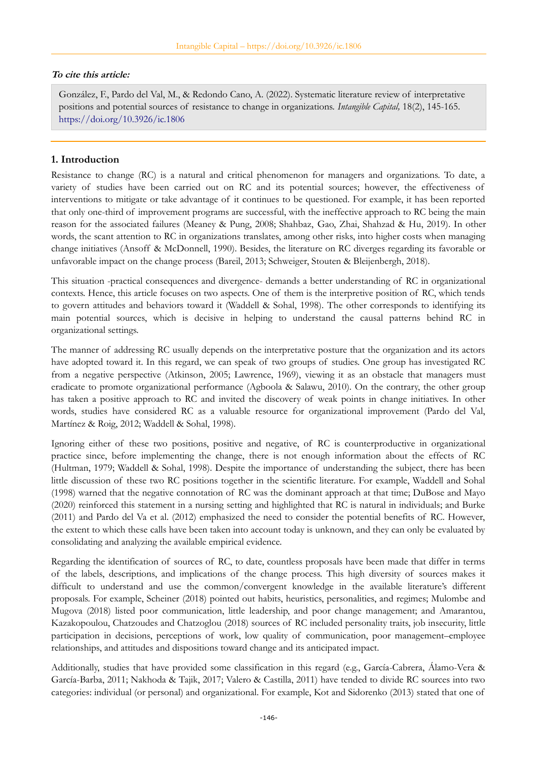**To cite this article:**

González, F., Pardo del Val, M., & Redondo Cano, A. (2022). Systematic literature review of interpretative positions and potential sources of resistance to change in organizations. *Intangible Capital,* 18(2), 145-165. https://doi.org/10.3926/ic.1806

## 1. Introduction

Resistance to change (RC) is a natural and critical phenomenon for managers and organizations. To date, a variety of studies have been carried out on RC and its potential sources; however, the effectiveness of interventions to mitigate or take advantage of it continues to be questioned. For example, it has been reported that only one-third of improvement programs are successful, with the ineffective approach to RC being the main reason for the associated failures (Meaney & Pung, 2008; Shahbaz, Gao, Zhai, Shahzad & Hu, 2019). In other words, the scant attention to RC in organizations translates, among other risks, into higher costs when managing change initiatives (Ansoff & McDonnell, 1990). Besides, the literature on RC diverges regarding its favorable or unfavorable impact on the change process (Bareil, 2013; Schweiger, Stouten & Bleijenbergh, 2018).

This situation -practical consequences and divergence- demands a better understanding of RC in organizational contexts. Hence, this article focuses on two aspects. One of them is the interpretive position of RC, which tends to govern attitudes and behaviors toward it (Waddell & Sohal, 1998). The other corresponds to identifying its main potential sources, which is decisive in helping to understand the causal patterns behind RC in organizational settings.

The manner of addressing RC usually depends on the interpretative posture that the organization and its actors have adopted toward it. In this regard, we can speak of two groups of studies. One group has investigated RC from a negative perspective (Atkinson, 2005; Lawrence, 1969), viewing it as an obstacle that managers must eradicate to promote organizational performance (Agboola & Salawu, 2010). On the contrary, the other group has taken a positive approach to RC and invited the discovery of weak points in change initiatives. In other words, studies have considered RC as a valuable resource for organizational improvement (Pardo del Val, Martínez & Roig, 2012; Waddell & Sohal, 1998).

Ignoring either of these two positions, positive and negative, of RC is counterproductive in organizational practice since, before implementing the change, there is not enough information about the effects of RC (Hultman, 1979; Waddell & Sohal, 1998). Despite the importance of understanding the subject, there has been little discussion of these two RC positions together in the scientific literature. For example, Waddell and Sohal (1998) warned that the negative connotation of RC was the dominant approach at that time; DuBose and Mayo (2020) reinforced this statement in a nursing setting and highlighted that RC is natural in individuals; and Burke (2011) and Pardo del Va et al. (2012) emphasized the need to consider the potential benefits of RC. However, the extent to which these calls have been taken into account today is unknown, and they can only be evaluated by consolidating and analyzing the available empirical evidence.

Regarding the identification of sources of RC, to date, countless proposals have been made that differ in terms of the labels, descriptions, and implications of the change process. This high diversity of sources makes it difficult to understand and use the common/convergent knowledge in the available literature's different proposals. For example, Scheiner (2018) pointed out habits, heuristics, personalities, and regimes; Mulombe and Mugova (2018) listed poor communication, little leadership, and poor change management; and Amarantou, Kazakopoulou, Chatzoudes and Chatzoglou (2018) sources of RC included personality traits, job insecurity, little participation in decisions, perceptions of work, low quality of communication, poor management–employee relationships, and attitudes and dispositions toward change and its anticipated impact.

Additionally, studies that have provided some classification in this regard (e.g., García-Cabrera, Álamo-Vera & García-Barba, 2011; Nakhoda & Tajik, 2017; Valero & Castilla, 2011) have tended to divide RC sources into two categories: individual (or personal) and organizational. For example, Kot and Sidorenko (2013) stated that one of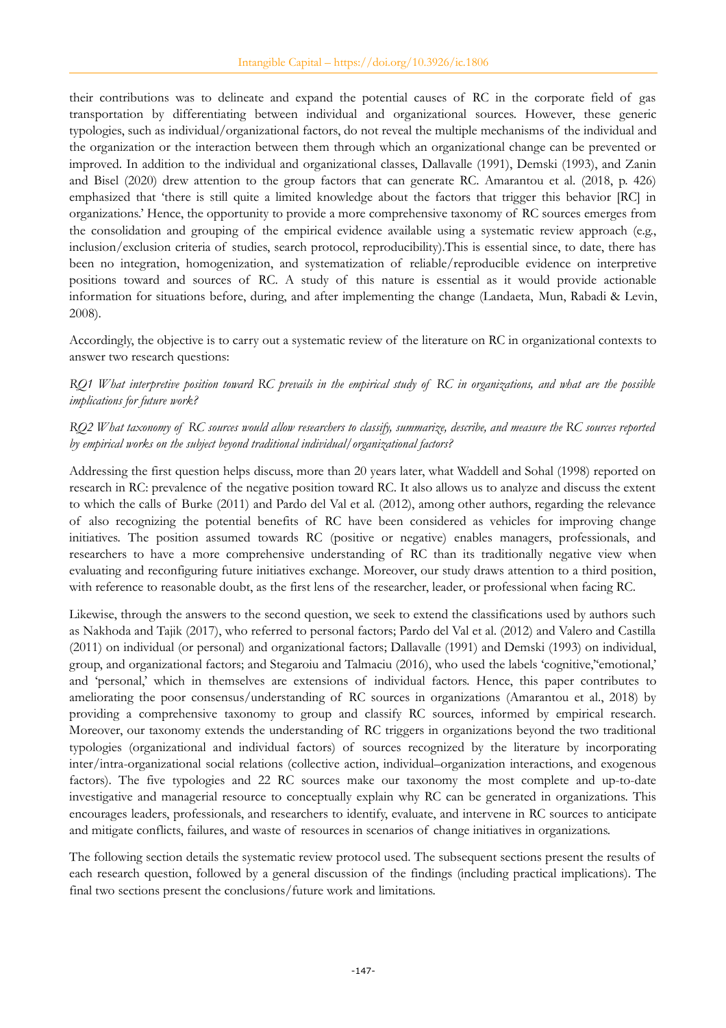their contributions was to delineate and expand the potential causes of RC in the corporate field of gas transportation by differentiating between individual and organizational sources. However, these generic typologies, such as individual/organizational factors, do not reveal the multiple mechanisms of the individual and the organization or the interaction between them through which an organizational change can be prevented or improved. In addition to the individual and organizational classes, Dallavalle (1991), Demski (1993), and Zanin and Bisel (2020) drew attention to the group factors that can generate RC. Amarantou et al. (2018, p. 426) emphasized that 'there is still quite a limited knowledge about the factors that trigger this behavior [RC] in organizations.' Hence, the opportunity to provide a more comprehensive taxonomy of RC sources emerges from the consolidation and grouping of the empirical evidence available using a systematic review approach (e.g., inclusion/exclusion criteria of studies, search protocol, reproducibility).This is essential since, to date, there has been no integration, homogenization, and systematization of reliable/reproducible evidence on interpretive positions toward and sources of RC. A study of this nature is essential as it would provide actionable information for situations before, during, and after implementing the change (Landaeta, Mun, Rabadi & Levin, 2008).

Accordingly, the objective is to carry out a systematic review of the literature on RC in organizational contexts to answer two research questions:

*RQ1 What interpretive position toward RC prevails in the empirical study of RC in organizations, and what are the possible implications for future work?*

*RQ2 What taxonomy of RC sources would allow researchers to classify, summarize, describe, and measure the RC sources reported by empirical works on the subject beyond traditional individual/organizational factors?*

Addressing the first question helps discuss, more than 20 years later, what Waddell and Sohal (1998) reported on research in RC: prevalence of the negative position toward RC. It also allows us to analyze and discuss the extent to which the calls of Burke (2011) and Pardo del Val et al. (2012), among other authors, regarding the relevance of also recognizing the potential benefits of RC have been considered as vehicles for improving change initiatives. The position assumed towards RC (positive or negative) enables managers, professionals, and researchers to have a more comprehensive understanding of RC than its traditionally negative view when evaluating and reconfiguring future initiatives exchange. Moreover, our study draws attention to a third position, with reference to reasonable doubt, as the first lens of the researcher, leader, or professional when facing RC.

Likewise, through the answers to the second question, we seek to extend the classifications used by authors such as Nakhoda and Tajik (2017), who referred to personal factors; Pardo del Val et al. (2012) and Valero and Castilla (2011) on individual (or personal) and organizational factors; Dallavalle (1991) and Demski (1993) on individual, group, and organizational factors; and Stegaroiu and Talmaciu (2016), who used the labels 'cognitive,''emotional,' and 'personal,' which in themselves are extensions of individual factors. Hence, this paper contributes to ameliorating the poor consensus/understanding of RC sources in organizations (Amarantou et al., 2018) by providing a comprehensive taxonomy to group and classify RC sources, informed by empirical research. Moreover, our taxonomy extends the understanding of RC triggers in organizations beyond the two traditional typologies (organizational and individual factors) of sources recognized by the literature by incorporating inter/intra-organizational social relations (collective action, individual–organization interactions, and exogenous factors). The five typologies and 22 RC sources make our taxonomy the most complete and up-to-date investigative and managerial resource to conceptually explain why RC can be generated in organizations. This encourages leaders, professionals, and researchers to identify, evaluate, and intervene in RC sources to anticipate and mitigate conflicts, failures, and waste of resources in scenarios of change initiatives in organizations.

The following section details the systematic review protocol used. The subsequent sections present the results of each research question, followed by a general discussion of the findings (including practical implications). The final two sections present the conclusions/future work and limitations.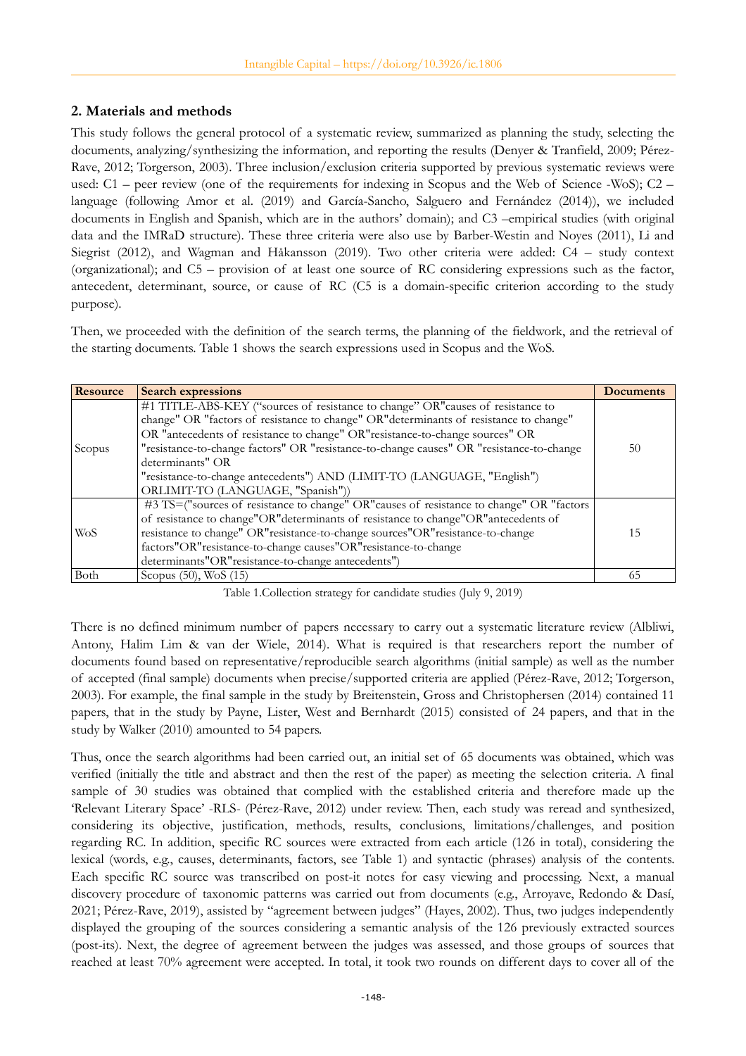## 2. Materials and methods

This study follows the general protocol of a systematic review, summarized as planning the study, selecting the documents, analyzing/synthesizing the information, and reporting the results (Denyer & Tranfield, 2009; Pérez-Rave, 2012; Torgerson, 2003). Three inclusion/exclusion criteria supported by previous systematic reviews were used: C1 – peer review (one of the requirements for indexing in Scopus and the Web of Science -WoS); C2 – language (following Amor et al. (2019) and García-Sancho, Salguero and Fernández (2014)), we included documents in English and Spanish, which are in the authors' domain); and C3 –empirical studies (with original data and the IMRaD structure). These three criteria were also use by Barber-Westin and Noyes (2011), Li and Siegrist (2012), and Wagman and Håkansson (2019). Two other criteria were added: C4 – study context (organizational); and C5 – provision of at least one source of RC considering expressions such as the factor, antecedent, determinant, source, or cause of RC (C5 is a domain-specific criterion according to the study purpose).

Then, we proceeded with the definition of the search terms, the planning of the fieldwork, and the retrieval of the starting documents. Table 1 shows the search expressions used in Scopus and the WoS.

| Resource | Search expressions | Documents |
|---|---|---|
| Scopus | #1 TITLE-ABS-KEY ("sources of resistance to change" OR"causes of resistance to change" OR "factors of resistance to change" OR"determinants of resistance to change" OR "antecedents of resistance to change" OR"resistance-to-change sources" OR "resistance-to-change factors" OR "resistance-to-change causes" OR "resistance-to-change determinants" OR "resistance-to-change antecedents") AND (LIMIT-TO (LANGUAGE, "English") ORLIMIT-TO (LANGUAGE, "Spanish")) | 50 |
| WoS | #3 TS=("sources of resistance to change" OR"causes of resistance to change" OR "factors of resistance to change"OR"determinants of resistance to change"OR"antecedents of resistance to change" OR"resistance-to-change sources"OR"resistance-to-change factors"OR"resistance-to-change causes"OR"resistance-to-change determinants"OR"resistance-to-change antecedents") | 15 |
| Both | Scopus (50), WoS (15) | 65 |

Table 1.Collection strategy for candidate studies (July 9, 2019)

There is no defined minimum number of papers necessary to carry out a systematic literature review (Albliwi, Antony, Halim Lim & van der Wiele, 2014). What is required is that researchers report the number of documents found based on representative/reproducible search algorithms (initial sample) as well as the number of accepted (final sample) documents when precise/supported criteria are applied (Pérez-Rave, 2012; Torgerson, 2003). For example, the final sample in the study by Breitenstein, Gross and Christophersen (2014) contained 11 papers, that in the study by Payne, Lister, West and Bernhardt (2015) consisted of 24 papers, and that in the study by Walker (2010) amounted to 54 papers.

Thus, once the search algorithms had been carried out, an initial set of 65 documents was obtained, which was verified (initially the title and abstract and then the rest of the paper) as meeting the selection criteria. A final sample of 30 studies was obtained that complied with the established criteria and therefore made up the 'Relevant Literary Space' -RLS- (Pérez-Rave, 2012) under review. Then, each study was reread and synthesized, considering its objective, justification, methods, results, conclusions, limitations/challenges, and position regarding RC. In addition, specific RC sources were extracted from each article (126 in total), considering the lexical (words, e.g., causes, determinants, factors, see Table 1) and syntactic (phrases) analysis of the contents. Each specific RC source was transcribed on post-it notes for easy viewing and processing. Next, a manual discovery procedure of taxonomic patterns was carried out from documents (e.g., Arroyave, Redondo & Dasí, 2021; Pérez-Rave, 2019), assisted by "agreement between judges" (Hayes, 2002). Thus, two judges independently displayed the grouping of the sources considering a semantic analysis of the 126 previously extracted sources (post-its). Next, the degree of agreement between the judges was assessed, and those groups of sources that reached at least 70% agreement were accepted. In total, it took two rounds on different days to cover all of the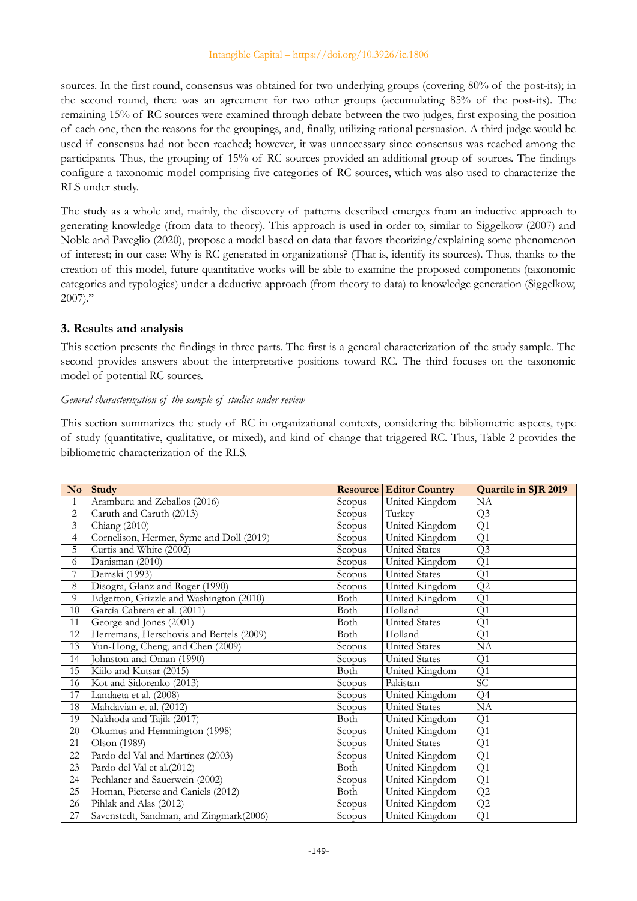sources. In the first round, consensus was obtained for two underlying groups (covering 80% of the post-its); in the second round, there was an agreement for two other groups (accumulating 85% of the post-its). The remaining 15% of RC sources were examined through debate between the two judges, first exposing the position of each one, then the reasons for the groupings, and, finally, utilizing rational persuasion. A third judge would be used if consensus had not been reached; however, it was unnecessary since consensus was reached among the participants. Thus, the grouping of 15% of RC sources provided an additional group of sources. The findings configure a taxonomic model comprising five categories of RC sources, which was also used to characterize the RLS under study.

The study as a whole and, mainly, the discovery of patterns described emerges from an inductive approach to generating knowledge (from data to theory). This approach is used in order to, similar to Siggelkow (2007) and Noble and Paveglio (2020), propose a model based on data that favors theorizing/explaining some phenomenon of interest; in our case: Why is RC generated in organizations? (That is, identify its sources). Thus, thanks to the creation of this model, future quantitative works will be able to examine the proposed components (taxonomic categories and typologies) under a deductive approach (from theory to data) to knowledge generation (Siggelkow, 2007)."

## 3. Results and analysis

This section presents the findings in three parts. The first is a general characterization of the study sample. The second provides answers about the interpretative positions toward RC. The third focuses on the taxonomic model of potential RC sources.

*General characterization of the sample of studies under review*

This section summarizes the study of RC in organizational contexts, considering the bibliometric aspects, type of study (quantitative, qualitative, or mixed), and kind of change that triggered RC. Thus, Table 2 provides the bibliometric characterization of the RLS.

| No | Study | Resource | Editor Country | Quartile in SJR 2019 |
|---|---|---|---|---|
| 1 | Aramburu and Zeballos (2016) | Scopus | United Kingdom | NA |
| 2 | Caruth and Caruth (2013) | Scopus | Turkey | Q3 |
| 3 | Chiang (2010) | Scopus | United Kingdom | Q1 |
| 4 | Cornelison, Hermer, Syme and Doll (2019) | Scopus | United Kingdom | Q1 |
| 5 | Curtis and White (2002) | Scopus | United States | Q3 |
| 6 | Danisman (2010) | Scopus | United Kingdom | Q1 |
| 7 | Demski (1993) | Scopus | United States | Q1 |
| 8 | Disogra, Glanz and Roger (1990) | Scopus | United Kingdom | Q2 |
| 9 | Edgerton, Grizzle and Washington (2010) | Both | United Kingdom | Q1 |
| 10 | García-Cabrera et al. (2011) | Both | Holland | Q1 |
| 11 | George and Jones (2001) | Both | United States | Q1 |
| 12 | Herremans, Herschovis and Bertels (2009) | Both | Holland | Q1 |
| 13 | Yun-Hong, Cheng, and Chen (2009) | Scopus | United States | NA |
| 14 | Johnston and Oman (1990) | Scopus | United States | Q1 |
| 15 | Kiilo and Kutsar (2015) | Both | United Kingdom | Q1 |
| 16 | Kot and Sidorenko (2013) | Scopus | Pakistan | SC |
| 17 | Landaeta et al. (2008) | Scopus | United Kingdom | Q4 |
| 18 | Mahdavian et al. (2012) | Scopus | United States | NA |
| 19 | Nakhoda and Tajik (2017) | Both | United Kingdom | Q1 |
| 20 | Okumus and Hemmington (1998) | Scopus | United Kingdom | Q1 |
| 21 | Olson (1989) | Scopus | United States | Q1 |
| 22 | Pardo del Val and Martínez (2003) | Scopus | United Kingdom | Q1 |
| 23 | Pardo del Val et al.(2012) | Both | United Kingdom | Q1 |
| 24 | Pechlaner and Sauerwein (2002) | Scopus | United Kingdom | Q1 |
| 25 | Homan, Pieterse and Caniels (2012) | Both | United Kingdom | Q2 |
| 26 | Pihlak and Alas (2012) | Scopus | United Kingdom | Q2 |
| 27 | Savenstedt, Sandman, and Zingmark(2006) | Scopus | United Kingdom | Q1 |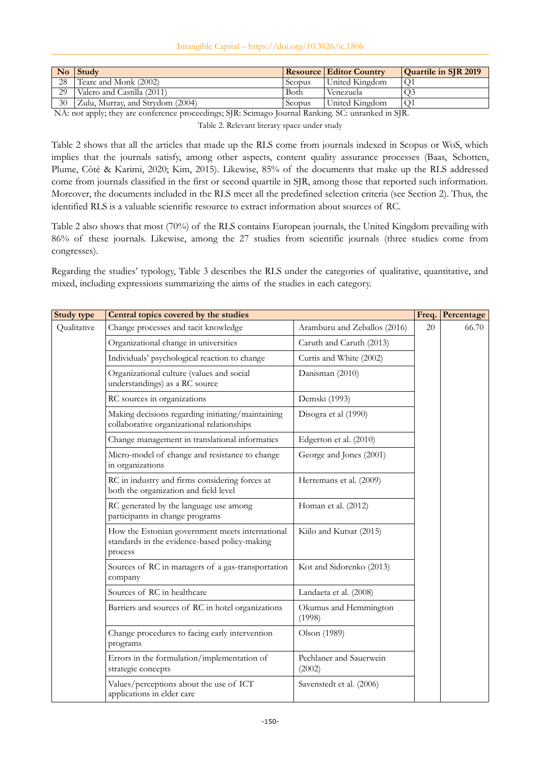| No | Study | Resource | Editor Country | Quartile in SJR 2019 |
|---|---|---|---|---|
| 28 | Teare and Monk (2002) | Scopus | United Kingdom | Q1 |
| 29 | Valero and Castilla (2011) | Both | Venezuela | Q3 |
| 30 | Zulu, Murray, and Strydom (2004) | Scopus | United Kingdom | Q1 |

NA: not apply; they are conference proceedings; SJR: Scimago Journal Ranking. SC: unranked in SJR.

Table 2. Relevant literary space under study

Table 2 shows that all the articles that made up the RLS come from journals indexed in Scopus or WoS, which implies that the journals satisfy, among other aspects, content quality assurance processes (Baas, Schotten, Plume, Côté & Karimi, 2020; Kim, 2015). Likewise, 85% of the documents that make up the RLS addressed come from journals classified in the first or second quartile in SJR, among those that reported such information. Moreover, the documents included in the RLS meet all the predefined selection criteria (see Section 2). Thus, the identified RLS is a valuable scientific resource to extract information about sources of RC.

Table 2 also shows that most (70%) of the RLS contains European journals, the United Kingdom prevailing with 86% of these journals. Likewise, among the 27 studies from scientific journals (three studies come from congresses).

Regarding the studies' typology, Table 3 describes the RLS under the categories of qualitative, quantitative, and mixed, including expressions summarizing the aims of the studies in each category.

| Study type | Central topics covered by the studies | | Freq. | Percentage |
|---|---|---|---|---|
| Qualitative | Change processes and tacit knowledge | Aramburu and Zeballos (2016) | 20 | 66.70 |
| | Organizational change in universities | Caruth and Caruth (2013) | | |
| | Individuals' psychological reaction to change | Curtis and White (2002) | | |
| | Organizational culture (values and social understandings) as a RC source | Danisman (2010) | | |
| | RC sources in organizations | Demski (1993) | | |
| | Making decisions regarding initiating/maintaining collaborative organizational relationships | Disogra et al (1990) | | |
| | Change management in translational informatics | Edgerton et al. (2010) | | |
| | Micro-model of change and resistance to change in organizations | George and Jones (2001) | | |
| | RC in industry and firms considering forces at both the organization and field level | Herremans et al. (2009) | | |
| | RC generated by the language use among participants in change programs | Homan et al. (2012) | | |
| | How the Estonian government meets international standards in the evidence-based policy-making process | Kiilo and Kutsar (2015) | | |
| | Sources of RC in managers of a gas-transportation company | Kot and Sidorenko (2013) | | |
| | Sources of RC in healthcare | Landaeta et al. (2008) | | |
| | Barriers and sources of RC in hotel organizations | Okumus and Hemmington (1998) | | |
| | Change procedures to facing early intervention programs | Olson (1989) | | |
| | Errors in the formulation/implementation of strategic concepts | Pechlaner and Sauerwein (2002) | | |
| | Values/perceptions about the use of ICT applications in elder care | Savenstedt et al. (2006) | | |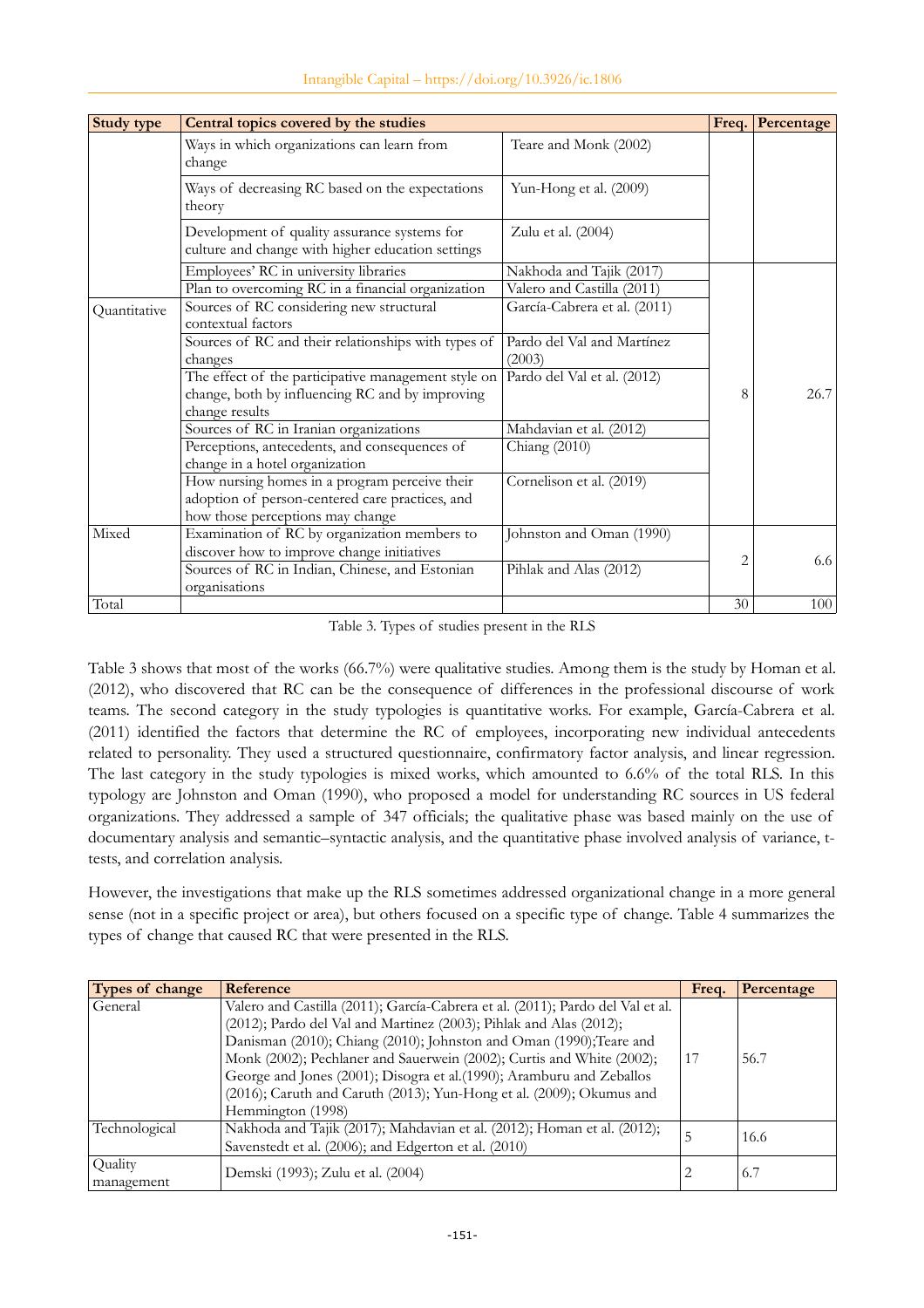| Study type | Central topics covered by the studies | | Freq. | Percentage |
|---|---|---|---|---|
| | Ways in which organizations can learn from change | Teare and Monk (2002) | | |
| | Ways of decreasing RC based on the expectations theory | Yun-Hong et al. (2009) | | |
| | Development of quality assurance systems for culture and change with higher education settings | Zulu et al. (2004) | | |
| Quantitative | Employees' RC in university libraries | Nakhoda and Tajik (2017) | 8 | 26.7 |
| | Plan to overcoming RC in a financial organization | Valero and Castilla (2011) | | |
| | Sources of RC considering new structural contextual factors | García-Cabrera et al. (2011) | | |
| | Sources of RC and their relationships with types of changes | Pardo del Val and Martínez (2003) | | |
| | The effect of the participative management style on change, both by influencing RC and by improving change results | Pardo del Val et al. (2012) | | |
| | Sources of RC in Iranian organizations | Mahdavian et al. (2012) | | |
| | Perceptions, antecedents, and consequences of change in a hotel organization | Chiang (2010) | | |
| | How nursing homes in a program perceive their adoption of person-centered care practices, and how those perceptions may change | Cornelison et al. (2019) | | |
| Mixed | Examination of RC by organization members to discover how to improve change initiatives | Johnston and Oman (1990) | 2 | 6.6 |
| | Sources of RC in Indian, Chinese, and Estonian organisations | Pihlak and Alas (2012) | | |
| Total | | | 30 | 100 |

Table 3. Types of studies present in the RLS

Table 3 shows that most of the works (66.7%) were qualitative studies. Among them is the study by Homan et al. (2012), who discovered that RC can be the consequence of differences in the professional discourse of work teams. The second category in the study typologies is quantitative works. For example, García-Cabrera et al. (2011) identified the factors that determine the RC of employees, incorporating new individual antecedents related to personality. They used a structured questionnaire, confirmatory factor analysis, and linear regression. The last category in the study typologies is mixed works, which amounted to 6.6% of the total RLS. In this typology are Johnston and Oman (1990), who proposed a model for understanding RC sources in US federal organizations. They addressed a sample of 347 officials; the qualitative phase was based mainly on the use of documentary analysis and semantic–syntactic analysis, and the quantitative phase involved analysis of variance, t-tests, and correlation analysis.

However, the investigations that make up the RLS sometimes addressed organizational change in a more general sense (not in a specific project or area), but others focused on a specific type of change. Table 4 summarizes the types of change that caused RC that were presented in the RLS.

| Types of change | Reference | Freq. | Percentage |
|---|---|---|---|
| General | Valero and Castilla (2011); García-Cabrera et al. (2011); Pardo del Val et al. (2012); Pardo del Val and Martinez (2003); Pihlak and Alas (2012); Danisman (2010); Chiang (2010); Johnston and Oman (1990);Teare and Monk (2002); Pechlaner and Sauerwein (2002); Curtis and White (2002); George and Jones (2001); Disogra et al.(1990); Aramburu and Zeballos (2016); Caruth and Caruth (2013); Yun-Hong et al. (2009); Okumus and Hemmington (1998) | 17 | 56.7 |
| Technological | Nakhoda and Tajik (2017); Mahdavian et al. (2012); Homan et al. (2012); Savenstedt et al. (2006); and Edgerton et al. (2010) | 5 | 16.6 |
| Quality management | Demski (1993); Zulu et al. (2004) | 2 | 6.7 |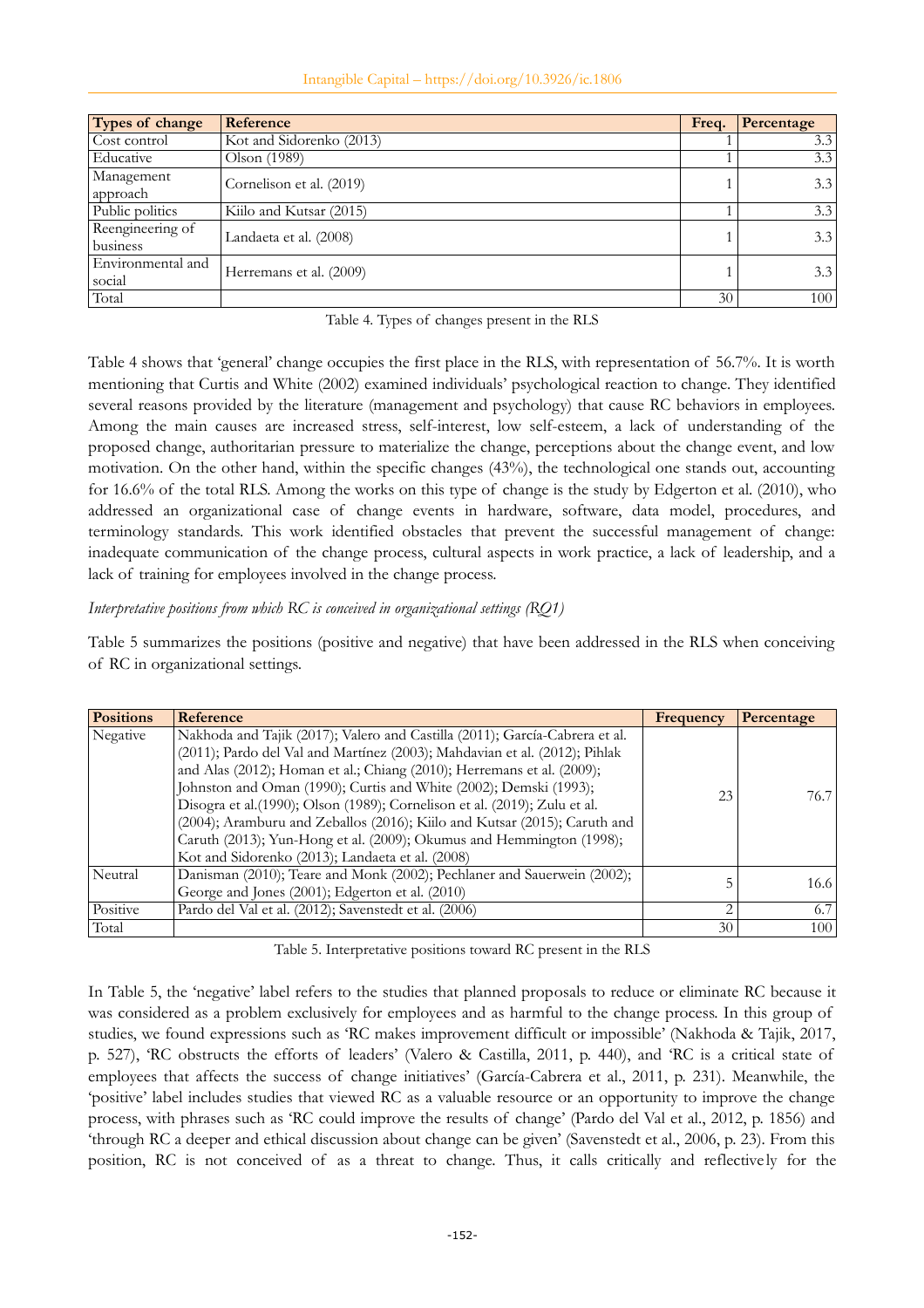| Types of change | Reference | Freq. | Percentage |
|---|---|---|---|
| Cost control | Kot and Sidorenko (2013) | 1 | 3.3 |
| Educative | Olson (1989) | 1 | 3.3 |
| Management approach | Cornelison et al. (2019) | 1 | 3.3 |
| Public politics | Kiilo and Kutsar (2015) | 1 | 3.3 |
| Reengineering of business | Landaeta et al. (2008) | 1 | 3.3 |
| Environmental and social | Herremans et al. (2009) | 1 | 3.3 |
| Total | | 30 | 100 |

Table 4. Types of changes present in the RLS

Table 4 shows that 'general' change occupies the first place in the RLS, with representation of 56.7%. It is worth mentioning that Curtis and White (2002) examined individuals' psychological reaction to change. They identified several reasons provided by the literature (management and psychology) that cause RC behaviors in employees. Among the main causes are increased stress, self-interest, low self-esteem, a lack of understanding of the proposed change, authoritarian pressure to materialize the change, perceptions about the change event, and low motivation. On the other hand, within the specific changes (43%), the technological one stands out, accounting for 16.6% of the total RLS. Among the works on this type of change is the study by Edgerton et al. (2010), who addressed an organizational case of change events in hardware, software, data model, procedures, and terminology standards. This work identified obstacles that prevent the successful management of change: inadequate communication of the change process, cultural aspects in work practice, a lack of leadership, and a lack of training for employees involved in the change process.

*Interpretative positions from which RC is conceived in organizational settings (RQ1)*

Table 5 summarizes the positions (positive and negative) that have been addressed in the RLS when conceiving of RC in organizational settings.

| Positions | Reference | Frequency | Percentage |
|---|---|---|---|
| Negative | Nakhoda and Tajik (2017); Valero and Castilla (2011); García-Cabrera et al. (2011); Pardo del Val and Martínez (2003); Mahdavian et al. (2012); Pihlak and Alas (2012); Homan et al.; Chiang (2010); Herremans et al. (2009); Johnston and Oman (1990); Curtis and White (2002); Demski (1993); Disogra et al.(1990); Olson (1989); Cornelison et al. (2019); Zulu et al. (2004); Aramburu and Zeballos (2016); Kiilo and Kutsar (2015); Caruth and Caruth (2013); Yun-Hong et al. (2009); Okumus and Hemmington (1998); Kot and Sidorenko (2013); Landaeta et al. (2008) | 23 | 76.7 |
| Neutral | Danisman (2010); Teare and Monk (2002); Pechlaner and Sauerwein (2002); George and Jones (2001); Edgerton et al. (2010) | 5 | 16.6 |
| Positive | Pardo del Val et al. (2012); Savenstedt et al. (2006) | 2 | 6.7 |
| Total | | 30 | 100 |

Table 5. Interpretative positions toward RC present in the RLS

In Table 5, the 'negative' label refers to the studies that planned proposals to reduce or eliminate RC because it was considered as a problem exclusively for employees and as harmful to the change process. In this group of studies, we found expressions such as 'RC makes improvement difficult or impossible' (Nakhoda & Tajik, 2017, p. 527), 'RC obstructs the efforts of leaders' (Valero & Castilla, 2011, p. 440), and 'RC is a critical state of employees that affects the success of change initiatives' (García-Cabrera et al., 2011, p. 231). Meanwhile, the 'positive' label includes studies that viewed RC as a valuable resource or an opportunity to improve the change process, with phrases such as 'RC could improve the results of change' (Pardo del Val et al., 2012, p. 1856) and 'through RC a deeper and ethical discussion about change can be given' (Savenstedt et al., 2006, p. 23). From this position, RC is not conceived of as a threat to change. Thus, it calls critically and reflectively for the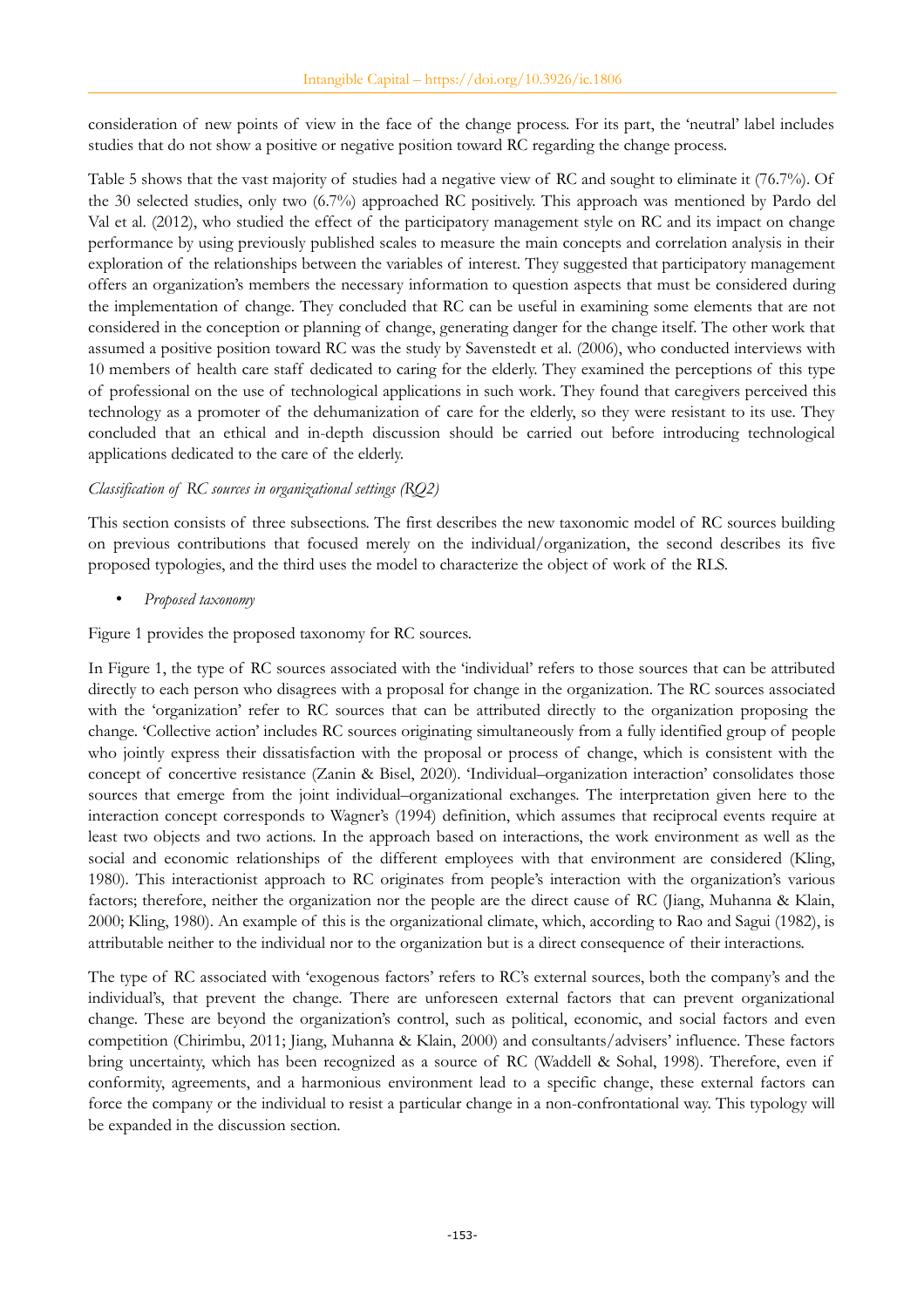consideration of new points of view in the face of the change process. For its part, the 'neutral' label includes studies that do not show a positive or negative position toward RC regarding the change process.

Table 5 shows that the vast majority of studies had a negative view of RC and sought to eliminate it (76.7%). Of the 30 selected studies, only two (6.7%) approached RC positively. This approach was mentioned by Pardo del Val et al. (2012), who studied the effect of the participatory management style on RC and its impact on change performance by using previously published scales to measure the main concepts and correlation analysis in their exploration of the relationships between the variables of interest. They suggested that participatory management offers an organization's members the necessary information to question aspects that must be considered during the implementation of change. They concluded that RC can be useful in examining some elements that are not considered in the conception or planning of change, generating danger for the change itself. The other work that assumed a positive position toward RC was the study by Savenstedt et al. (2006), who conducted interviews with 10 members of health care staff dedicated to caring for the elderly. They examined the perceptions of this type of professional on the use of technological applications in such work. They found that caregivers perceived this technology as a promoter of the dehumanization of care for the elderly, so they were resistant to its use. They concluded that an ethical and in-depth discussion should be carried out before introducing technological applications dedicated to the care of the elderly.

*Classification of RC sources in organizational settings (RQ2)*

This section consists of three subsections. The first describes the new taxonomic model of RC sources building on previous contributions that focused merely on the individual/organization, the second describes its five proposed typologies, and the third uses the model to characterize the object of work of the RLS.

- *Proposed taxonomy*

Figure 1 provides the proposed taxonomy for RC sources.

In Figure 1, the type of RC sources associated with the 'individual' refers to those sources that can be attributed directly to each person who disagrees with a proposal for change in the organization. The RC sources associated with the 'organization' refer to RC sources that can be attributed directly to the organization proposing the change. 'Collective action' includes RC sources originating simultaneously from a fully identified group of people who jointly express their dissatisfaction with the proposal or process of change, which is consistent with the concept of concertive resistance (Zanin & Bisel, 2020). 'Individual–organization interaction' consolidates those sources that emerge from the joint individual–organizational exchanges. The interpretation given here to the interaction concept corresponds to Wagner's (1994) definition, which assumes that reciprocal events require at least two objects and two actions. In the approach based on interactions, the work environment as well as the social and economic relationships of the different employees with that environment are considered (Kling, 1980). This interactionist approach to RC originates from people's interaction with the organization's various factors; therefore, neither the organization nor the people are the direct cause of RC (Jiang, Muhanna & Klain, 2000; Kling, 1980). An example of this is the organizational climate, which, according to Rao and Sagui (1982), is attributable neither to the individual nor to the organization but is a direct consequence of their interactions.

The type of RC associated with 'exogenous factors' refers to RC's external sources, both the company's and the individual's, that prevent the change. There are unforeseen external factors that can prevent organizational change. These are beyond the organization's control, such as political, economic, and social factors and even competition (Chirimbu, 2011; Jiang, Muhanna & Klain, 2000) and consultants/advisers' influence. These factors bring uncertainty, which has been recognized as a source of RC (Waddell & Sohal, 1998). Therefore, even if conformity, agreements, and a harmonious environment lead to a specific change, these external factors can force the company or the individual to resist a particular change in a non-confrontational way. This typology will be expanded in the discussion section.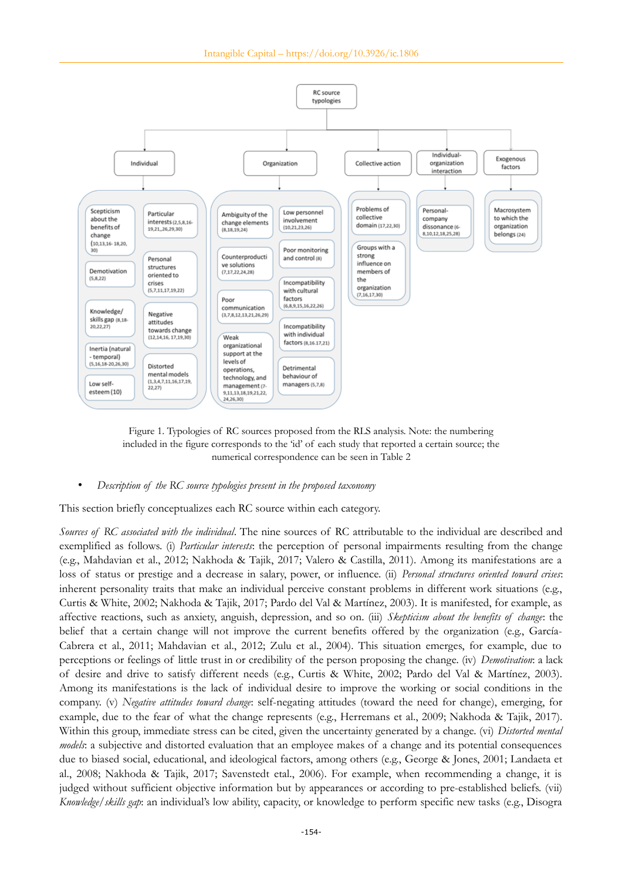- RC source typologies
  - Individual
    - Scepticism about the benefits of change (10,13,16-18,20,30)
    - Particular interests (2,5,8,16-19,21,26,29,30)
    - Demotivation (5,8,22)
    - Personal structures oriented to crises (5,7,11,17,19,22)
    - Knowledge/skills gap (8,18-20,22,27)
    - Negative attitudes towards change (12,14,16,17,19,30)
    - Inertia (natural - temporal) (5,16,18-20,26,30)
    - Distorted mental models (1,3,4,7,11,16,17,19,22,27)
    - Low self-esteem (10)
  - Organization
    - Ambiguity of the change elements (8,18,19,24)
    - Low personnel involvement (10,21,23,26)
    - Counterproductive solutions (7,17,22,24,28)
    - Poor monitoring and control (8)
    - Poor communication (3,7,8,12,13,21,26,29)
    - Incompatibility with cultural factors (6,8,9,15,16,22,26)
    - Weak organizational support at the levels of operations, technology, and management (7-9,11,13,18,19,21,22,24,26,30)
    - Incompatibility with individual factors (8,16,17,21)
    - Detrimental behaviour of managers (5,7,8)
  - Collective action
    - Problems of collective domain (17,22,30)
    - Groups with a strong influence on members of the organization (7,16,17,30)
  - Individual-organization interaction
    - Personal-company dissonance (6-8,10,12,18,25,28)
  - Exogenous factors
    - Macrosystem to which the organization belongs (24)

Figure 1. Typologies of RC sources proposed from the RLS analysis. Note: the numbering included in the figure corresponds to the 'id' of each study that reported a certain source; the numerical correspondence can be seen in Table 2

- *Description of the RC source typologies present in the proposed taxonomy*

This section briefly conceptualizes each RC source within each category.

*Sources of RC associated with the individual*. The nine sources of RC attributable to the individual are described and exemplified as follows. (i) *Particular interests*: the perception of personal impairments resulting from the change (e.g., Mahdavian et al., 2012; Nakhoda & Tajik, 2017; Valero & Castilla, 2011). Among its manifestations are a loss of status or prestige and a decrease in salary, power, or influence. (ii) *Personal structures oriented toward crises*: inherent personality traits that make an individual perceive constant problems in different work situations (e.g., Curtis & White, 2002; Nakhoda & Tajik, 2017; Pardo del Val & Martínez, 2003). It is manifested, for example, as affective reactions, such as anxiety, anguish, depression, and so on. (iii) *Skepticism about the benefits of change*: the belief that a certain change will not improve the current benefits offered by the organization (e.g., García-Cabrera et al., 2011; Mahdavian et al., 2012; Zulu et al., 2004). This situation emerges, for example, due to perceptions or feelings of little trust in or credibility of the person proposing the change. (iv) *Demotivation*: a lack of desire and drive to satisfy different needs (e.g., Curtis & White, 2002; Pardo del Val & Martínez, 2003). Among its manifestations is the lack of individual desire to improve the working or social conditions in the company. (v) *Negative attitudes toward change*: self-negating attitudes (toward the need for change), emerging, for example, due to the fear of what the change represents (e.g., Herremans et al., 2009; Nakhoda & Tajik, 2017). Within this group, immediate stress can be cited, given the uncertainty generated by a change. (vi) *Distorted mental models*: a subjective and distorted evaluation that an employee makes of a change and its potential consequences due to biased social, educational, and ideological factors, among others (e.g., George & Jones, 2001; Landaeta et al., 2008; Nakhoda & Tajik, 2017; Savenstedt etal., 2006). For example, when recommending a change, it is judged without sufficient objective information but by appearances or according to pre-established beliefs. (vii) *Knowledge/skills gap*: an individual's low ability, capacity, or knowledge to perform specific new tasks (e.g., Disogra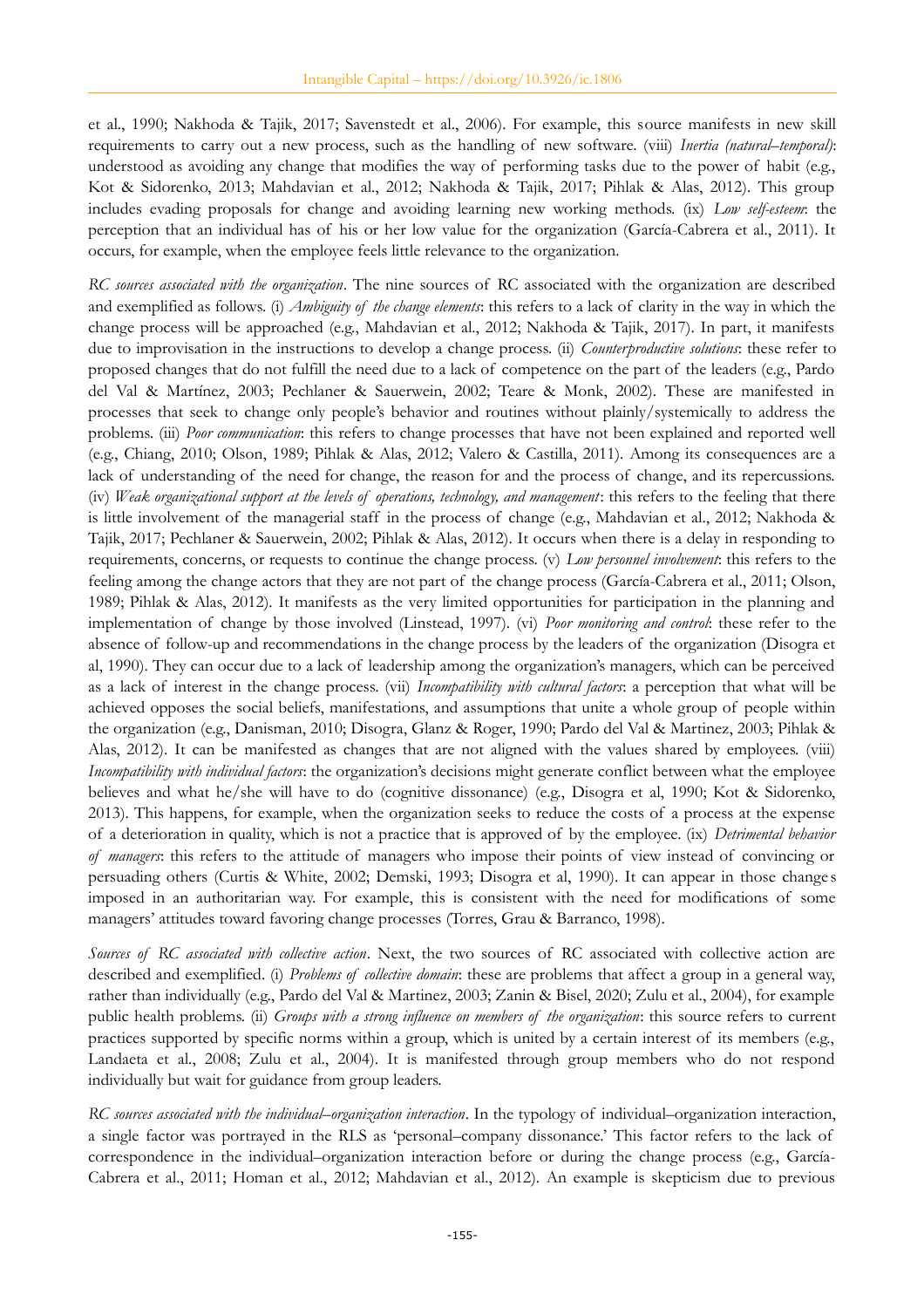et al., 1990; Nakhoda & Tajik, 2017; Savenstedt et al., 2006). For example, this source manifests in new skill requirements to carry out a new process, such as the handling of new software. (viii) *Inertia (natural–temporal)*: understood as avoiding any change that modifies the way of performing tasks due to the power of habit (e.g., Kot & Sidorenko, 2013; Mahdavian et al., 2012; Nakhoda & Tajik, 2017; Pihlak & Alas, 2012). This group includes evading proposals for change and avoiding learning new working methods. (ix) *Low self-esteem*: the perception that an individual has of his or her low value for the organization (García-Cabrera et al., 2011). It occurs, for example, when the employee feels little relevance to the organization.

*RC sources associated with the organization*. The nine sources of RC associated with the organization are described and exemplified as follows. (i) *Ambiguity of the change elements*: this refers to a lack of clarity in the way in which the change process will be approached (e.g., Mahdavian et al., 2012; Nakhoda & Tajik, 2017). In part, it manifests due to improvisation in the instructions to develop a change process. (ii) *Counterproductive solutions*: these refer to proposed changes that do not fulfill the need due to a lack of competence on the part of the leaders (e.g., Pardo del Val & Martínez, 2003; Pechlaner & Sauerwein, 2002; Teare & Monk, 2002). These are manifested in processes that seek to change only people's behavior and routines without plainly/systemically to address the problems. (iii) *Poor communication*: this refers to change processes that have not been explained and reported well (e.g., Chiang, 2010; Olson, 1989; Pihlak & Alas, 2012; Valero & Castilla, 2011). Among its consequences are a lack of understanding of the need for change, the reason for and the process of change, and its repercussions. (iv) *Weak organizational support at the levels of operations, technology, and management*: this refers to the feeling that there is little involvement of the managerial staff in the process of change (e.g., Mahdavian et al., 2012; Nakhoda & Tajik, 2017; Pechlaner & Sauerwein, 2002; Pihlak & Alas, 2012). It occurs when there is a delay in responding to requirements, concerns, or requests to continue the change process. (v) *Low personnel involvement*: this refers to the feeling among the change actors that they are not part of the change process (García-Cabrera et al., 2011; Olson, 1989; Pihlak & Alas, 2012). It manifests as the very limited opportunities for participation in the planning and implementation of change by those involved (Linstead, 1997). (vi) *Poor monitoring and control*: these refer to the absence of follow-up and recommendations in the change process by the leaders of the organization (Disogra et al, 1990). They can occur due to a lack of leadership among the organization's managers, which can be perceived as a lack of interest in the change process. (vii) *Incompatibility with cultural factors*: a perception that what will be achieved opposes the social beliefs, manifestations, and assumptions that unite a whole group of people within the organization (e.g., Danisman, 2010; Disogra, Glanz & Roger, 1990; Pardo del Val & Martinez, 2003; Pihlak & Alas, 2012). It can be manifested as changes that are not aligned with the values shared by employees. (viii) *Incompatibility with individual factors*: the organization's decisions might generate conflict between what the employee believes and what he/she will have to do (cognitive dissonance) (e.g., Disogra et al, 1990; Kot & Sidorenko, 2013). This happens, for example, when the organization seeks to reduce the costs of a process at the expense of a deterioration in quality, which is not a practice that is approved of by the employee. (ix) *Detrimental behavior of managers*: this refers to the attitude of managers who impose their points of view instead of convincing or persuading others (Curtis & White, 2002; Demski, 1993; Disogra et al, 1990). It can appear in those changes imposed in an authoritarian way. For example, this is consistent with the need for modifications of some managers' attitudes toward favoring change processes (Torres, Grau & Barranco, 1998).

*Sources of RC associated with collective action*. Next, the two sources of RC associated with collective action are described and exemplified. (i) *Problems of collective domain*: these are problems that affect a group in a general way, rather than individually (e.g., Pardo del Val & Martinez, 2003; Zanin & Bisel, 2020; Zulu et al., 2004), for example public health problems. (ii) *Groups with a strong influence on members of the organization*: this source refers to current practices supported by specific norms within a group, which is united by a certain interest of its members (e.g., Landaeta et al., 2008; Zulu et al., 2004). It is manifested through group members who do not respond individually but wait for guidance from group leaders.

*RC sources associated with the individual–organization interaction*. In the typology of individual–organization interaction, a single factor was portrayed in the RLS as 'personal–company dissonance.' This factor refers to the lack of correspondence in the individual–organization interaction before or during the change process (e.g., García-Cabrera et al., 2011; Homan et al., 2012; Mahdavian et al., 2012). An example is skepticism due to previous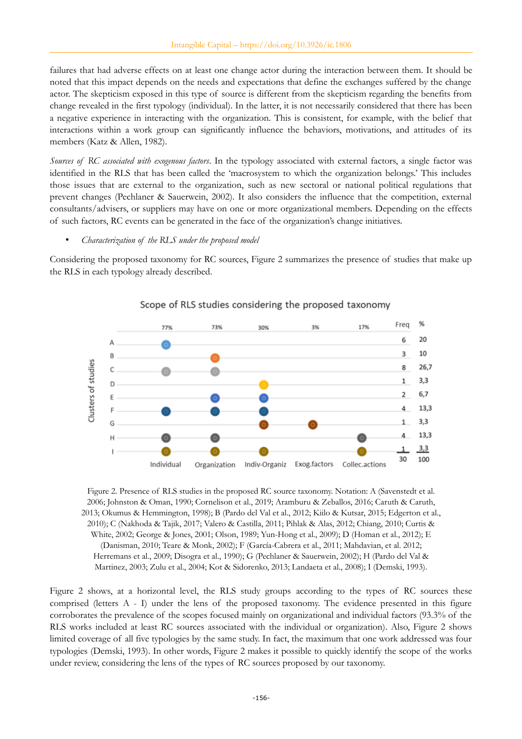failures that had adverse effects on at least one change actor during the interaction between them. It should be noted that this impact depends on the needs and expectations that define the exchanges suffered by the change actor. The skepticism exposed in this type of source is different from the skepticism regarding the benefits from change revealed in the first typology (individual). In the latter, it is not necessarily considered that there has been a negative experience in interacting with the organization. This is consistent, for example, with the belief that interactions within a work group can significantly influence the behaviors, motivations, and attitudes of its members (Katz & Allen, 1982).

*Sources of RC associated with exogenous factors*. In the typology associated with external factors, a single factor was identified in the RLS that has been called the 'macrosystem to which the organization belongs.' This includes those issues that are external to the organization, such as new sectoral or national political regulations that prevent changes (Pechlaner & Sauerwein, 2002). It also considers the influence that the competition, external consultants/advisers, or suppliers may have on one or more organizational members. Depending on the effects of such factors, RC events can be generated in the face of the organization's change initiatives.

- *Characterization of the RLS under the proposed model*

Considering the proposed taxonomy for RC sources, Figure 2 summarizes the presence of studies that make up the RLS in each typology already described.

**Scope of RLS studies considering the proposed taxonomy**

| Clusters of studies | Individual (77%) | Organization (73%) | Indiv-Organiz (30%) | Exog.factors (3%) | Collec.actions (17%) | Freq | % |
|---|---|---|---|---|---|---|---|
| A | ● | | | | | 6 | 20 |
| B | | ● | | | | 3 | 10 |
| C | ● | ● | | | | 8 | 26,7 |
| D | | | ● | | | 1 | 3,3 |
| E | | ● | ● | | | 2 | 6,7 |
| F | ● | ● | ● | | | 4 | 13,3 |
| G | | | ● | ● | | 1 | 3,3 |
| H | ● | ● | | | ● | 4 | 13,3 |
| I | ● | ● | ● | | ● | 1 | 3,3 |
| | | | | | | 30 | 100 |

Figure 2. Presence of RLS studies in the proposed RC source taxonomy. Notation: A (Savenstedt et al. 2006; Johnston & Oman, 1990; Cornelison et al., 2019; Aramburu & Zeballos, 2016; Caruth & Caruth, 2013; Okumus & Hemmington, 1998); B (Pardo del Val et al., 2012; Kiilo & Kutsar, 2015; Edgerton et al., 2010); C (Nakhoda & Tajik, 2017; Valero & Castilla, 2011; Pihlak & Alas, 2012; Chiang, 2010; Curtis & White, 2002; George & Jones, 2001; Olson, 1989; Yun-Hong et al., 2009); D (Homan et al., 2012); E (Danisman, 2010; Teare & Monk, 2002); F (García-Cabrera et al., 2011; Mahdavian, et al. 2012; Herremans et al., 2009; Disogra et al., 1990); G (Pechlaner & Sauerwein, 2002); H (Pardo del Val & Martinez, 2003; Zulu et al., 2004; Kot & Sidorenko, 2013; Landaeta et al., 2008); I (Demski, 1993).

Figure 2 shows, at a horizontal level, the RLS study groups according to the types of RC sources these comprised (letters A - I) under the lens of the proposed taxonomy. The evidence presented in this figure corroborates the prevalence of the scopes focused mainly on organizational and individual factors (93.3% of the RLS works included at least RC sources associated with the individual or organization). Also, Figure 2 shows limited coverage of all five typologies by the same study. In fact, the maximum that one work addressed was four typologies (Demski, 1993). In other words, Figure 2 makes it possible to quickly identify the scope of the works under review, considering the lens of the types of RC sources proposed by our taxonomy.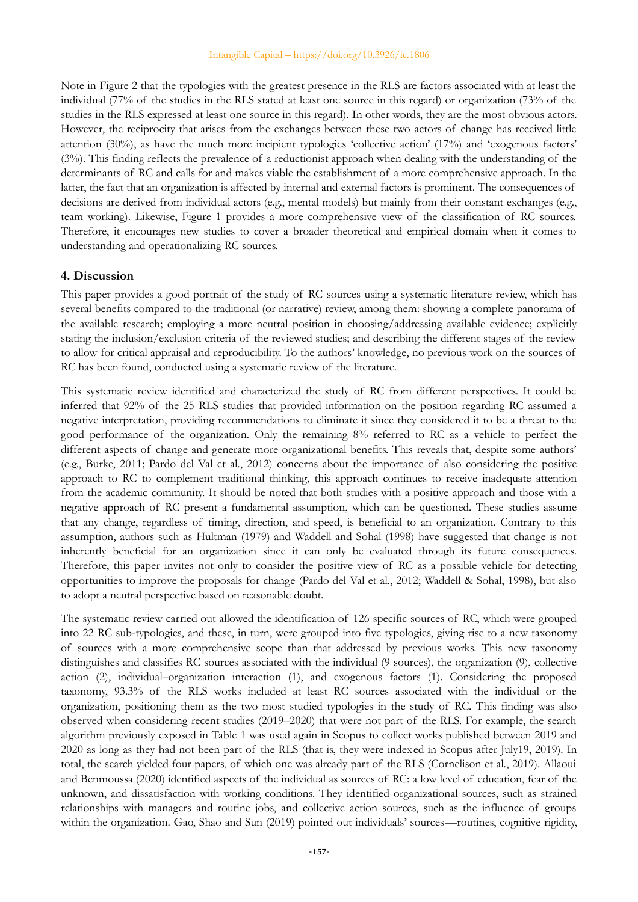Note in Figure 2 that the typologies with the greatest presence in the RLS are factors associated with at least the individual (77% of the studies in the RLS stated at least one source in this regard) or organization (73% of the studies in the RLS expressed at least one source in this regard). In other words, they are the most obvious actors. However, the reciprocity that arises from the exchanges between these two actors of change has received little attention (30%), as have the much more incipient typologies 'collective action' (17%) and 'exogenous factors' (3%). This finding reflects the prevalence of a reductionist approach when dealing with the understanding of the determinants of RC and calls for and makes viable the establishment of a more comprehensive approach. In the latter, the fact that an organization is affected by internal and external factors is prominent. The consequences of decisions are derived from individual actors (e.g., mental models) but mainly from their constant exchanges (e.g., team working). Likewise, Figure 1 provides a more comprehensive view of the classification of RC sources. Therefore, it encourages new studies to cover a broader theoretical and empirical domain when it comes to understanding and operationalizing RC sources.

## 4. Discussion

This paper provides a good portrait of the study of RC sources using a systematic literature review, which has several benefits compared to the traditional (or narrative) review, among them: showing a complete panorama of the available research; employing a more neutral position in choosing/addressing available evidence; explicitly stating the inclusion/exclusion criteria of the reviewed studies; and describing the different stages of the review to allow for critical appraisal and reproducibility. To the authors' knowledge, no previous work on the sources of RC has been found, conducted using a systematic review of the literature.

This systematic review identified and characterized the study of RC from different perspectives. It could be inferred that 92% of the 25 RLS studies that provided information on the position regarding RC assumed a negative interpretation, providing recommendations to eliminate it since they considered it to be a threat to the good performance of the organization. Only the remaining 8% referred to RC as a vehicle to perfect the different aspects of change and generate more organizational benefits. This reveals that, despite some authors' (e.g., Burke, 2011; Pardo del Val et al., 2012) concerns about the importance of also considering the positive approach to RC to complement traditional thinking, this approach continues to receive inadequate attention from the academic community. It should be noted that both studies with a positive approach and those with a negative approach of RC present a fundamental assumption, which can be questioned. These studies assume that any change, regardless of timing, direction, and speed, is beneficial to an organization. Contrary to this assumption, authors such as Hultman (1979) and Waddell and Sohal (1998) have suggested that change is not inherently beneficial for an organization since it can only be evaluated through its future consequences. Therefore, this paper invites not only to consider the positive view of RC as a possible vehicle for detecting opportunities to improve the proposals for change (Pardo del Val et al., 2012; Waddell & Sohal, 1998), but also to adopt a neutral perspective based on reasonable doubt.

The systematic review carried out allowed the identification of 126 specific sources of RC, which were grouped into 22 RC sub-typologies, and these, in turn, were grouped into five typologies, giving rise to a new taxonomy of sources with a more comprehensive scope than that addressed by previous works. This new taxonomy distinguishes and classifies RC sources associated with the individual (9 sources), the organization (9), collective action (2), individual–organization interaction (1), and exogenous factors (1). Considering the proposed taxonomy, 93.3% of the RLS works included at least RC sources associated with the individual or the organization, positioning them as the two most studied typologies in the study of RC. This finding was also observed when considering recent studies (2019–2020) that were not part of the RLS. For example, the search algorithm previously exposed in Table 1 was used again in Scopus to collect works published between 2019 and 2020 as long as they had not been part of the RLS (that is, they were indexed in Scopus after July19, 2019). In total, the search yielded four papers, of which one was already part of the RLS (Cornelison et al., 2019). Allaoui and Benmoussa (2020) identified aspects of the individual as sources of RC: a low level of education, fear of the unknown, and dissatisfaction with working conditions. They identified organizational sources, such as strained relationships with managers and routine jobs, and collective action sources, such as the influence of groups within the organization. Gao, Shao and Sun (2019) pointed out individuals' sources—routines, cognitive rigidity,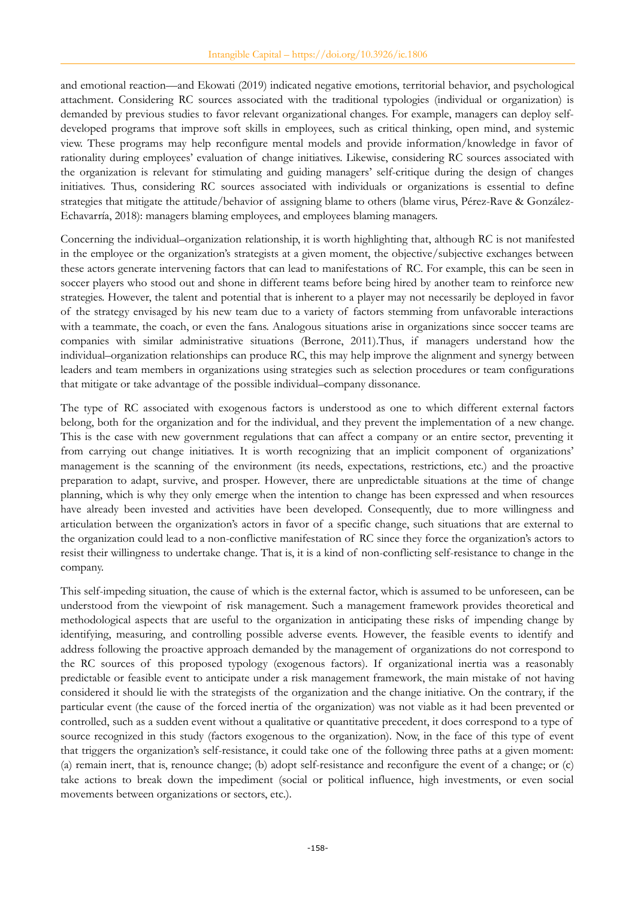and emotional reaction—and Ekowati (2019) indicated negative emotions, territorial behavior, and psychological attachment. Considering RC sources associated with the traditional typologies (individual or organization) is demanded by previous studies to favor relevant organizational changes. For example, managers can deploy self-developed programs that improve soft skills in employees, such as critical thinking, open mind, and systemic view. These programs may help reconfigure mental models and provide information/knowledge in favor of rationality during employees' evaluation of change initiatives. Likewise, considering RC sources associated with the organization is relevant for stimulating and guiding managers' self-critique during the design of changes initiatives. Thus, considering RC sources associated with individuals or organizations is essential to define strategies that mitigate the attitude/behavior of assigning blame to others (blame virus, Pérez-Rave & González-Echavarría, 2018): managers blaming employees, and employees blaming managers.

Concerning the individual–organization relationship, it is worth highlighting that, although RC is not manifested in the employee or the organization's strategists at a given moment, the objective/subjective exchanges between these actors generate intervening factors that can lead to manifestations of RC. For example, this can be seen in soccer players who stood out and shone in different teams before being hired by another team to reinforce new strategies. However, the talent and potential that is inherent to a player may not necessarily be deployed in favor of the strategy envisaged by his new team due to a variety of factors stemming from unfavorable interactions with a teammate, the coach, or even the fans. Analogous situations arise in organizations since soccer teams are companies with similar administrative situations (Berrone, 2011).Thus, if managers understand how the individual–organization relationships can produce RC, this may help improve the alignment and synergy between leaders and team members in organizations using strategies such as selection procedures or team configurations that mitigate or take advantage of the possible individual–company dissonance.

The type of RC associated with exogenous factors is understood as one to which different external factors belong, both for the organization and for the individual, and they prevent the implementation of a new change. This is the case with new government regulations that can affect a company or an entire sector, preventing it from carrying out change initiatives. It is worth recognizing that an implicit component of organizations' management is the scanning of the environment (its needs, expectations, restrictions, etc.) and the proactive preparation to adapt, survive, and prosper. However, there are unpredictable situations at the time of change planning, which is why they only emerge when the intention to change has been expressed and when resources have already been invested and activities have been developed. Consequently, due to more willingness and articulation between the organization's actors in favor of a specific change, such situations that are external to the organization could lead to a non-conflictive manifestation of RC since they force the organization's actors to resist their willingness to undertake change. That is, it is a kind of non-conflicting self-resistance to change in the company.

This self-impeding situation, the cause of which is the external factor, which is assumed to be unforeseen, can be understood from the viewpoint of risk management. Such a management framework provides theoretical and methodological aspects that are useful to the organization in anticipating these risks of impending change by identifying, measuring, and controlling possible adverse events. However, the feasible events to identify and address following the proactive approach demanded by the management of organizations do not correspond to the RC sources of this proposed typology (exogenous factors). If organizational inertia was a reasonably predictable or feasible event to anticipate under a risk management framework, the main mistake of not having considered it should lie with the strategists of the organization and the change initiative. On the contrary, if the particular event (the cause of the forced inertia of the organization) was not viable as it had been prevented or controlled, such as a sudden event without a qualitative or quantitative precedent, it does correspond to a type of source recognized in this study (factors exogenous to the organization). Now, in the face of this type of event that triggers the organization's self-resistance, it could take one of the following three paths at a given moment: (a) remain inert, that is, renounce change; (b) adopt self-resistance and reconfigure the event of a change; or (c) take actions to break down the impediment (social or political influence, high investments, or even social movements between organizations or sectors, etc.).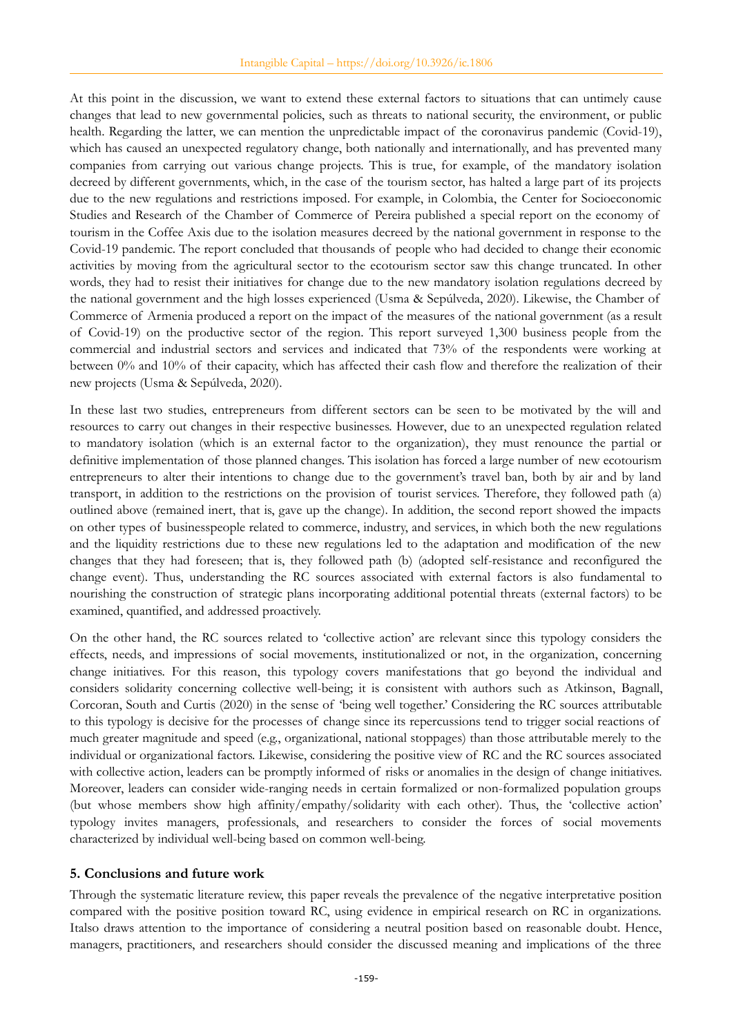At this point in the discussion, we want to extend these external factors to situations that can untimely cause changes that lead to new governmental policies, such as threats to national security, the environment, or public health. Regarding the latter, we can mention the unpredictable impact of the coronavirus pandemic (Covid-19), which has caused an unexpected regulatory change, both nationally and internationally, and has prevented many companies from carrying out various change projects. This is true, for example, of the mandatory isolation decreed by different governments, which, in the case of the tourism sector, has halted a large part of its projects due to the new regulations and restrictions imposed. For example, in Colombia, the Center for Socioeconomic Studies and Research of the Chamber of Commerce of Pereira published a special report on the economy of tourism in the Coffee Axis due to the isolation measures decreed by the national government in response to the Covid-19 pandemic. The report concluded that thousands of people who had decided to change their economic activities by moving from the agricultural sector to the ecotourism sector saw this change truncated. In other words, they had to resist their initiatives for change due to the new mandatory isolation regulations decreed by the national government and the high losses experienced (Usma & Sepúlveda, 2020). Likewise, the Chamber of Commerce of Armenia produced a report on the impact of the measures of the national government (as a result of Covid-19) on the productive sector of the region. This report surveyed 1,300 business people from the commercial and industrial sectors and services and indicated that 73% of the respondents were working at between 0% and 10% of their capacity, which has affected their cash flow and therefore the realization of their new projects (Usma & Sepúlveda, 2020).

In these last two studies, entrepreneurs from different sectors can be seen to be motivated by the will and resources to carry out changes in their respective businesses. However, due to an unexpected regulation related to mandatory isolation (which is an external factor to the organization), they must renounce the partial or definitive implementation of those planned changes. This isolation has forced a large number of new ecotourism entrepreneurs to alter their intentions to change due to the government's travel ban, both by air and by land transport, in addition to the restrictions on the provision of tourist services. Therefore, they followed path (a) outlined above (remained inert, that is, gave up the change). In addition, the second report showed the impacts on other types of businesspeople related to commerce, industry, and services, in which both the new regulations and the liquidity restrictions due to these new regulations led to the adaptation and modification of the new changes that they had foreseen; that is, they followed path (b) (adopted self-resistance and reconfigured the change event). Thus, understanding the RC sources associated with external factors is also fundamental to nourishing the construction of strategic plans incorporating additional potential threats (external factors) to be examined, quantified, and addressed proactively.

On the other hand, the RC sources related to 'collective action' are relevant since this typology considers the effects, needs, and impressions of social movements, institutionalized or not, in the organization, concerning change initiatives. For this reason, this typology covers manifestations that go beyond the individual and considers solidarity concerning collective well-being; it is consistent with authors such as Atkinson, Bagnall, Corcoran, South and Curtis (2020) in the sense of 'being well together.' Considering the RC sources attributable to this typology is decisive for the processes of change since its repercussions tend to trigger social reactions of much greater magnitude and speed (e.g., organizational, national stoppages) than those attributable merely to the individual or organizational factors. Likewise, considering the positive view of RC and the RC sources associated with collective action, leaders can be promptly informed of risks or anomalies in the design of change initiatives. Moreover, leaders can consider wide-ranging needs in certain formalized or non-formalized population groups (but whose members show high affinity/empathy/solidarity with each other). Thus, the 'collective action' typology invites managers, professionals, and researchers to consider the forces of social movements characterized by individual well-being based on common well-being.

## 5. Conclusions and future work

Through the systematic literature review, this paper reveals the prevalence of the negative interpretative position compared with the positive position toward RC, using evidence in empirical research on RC in organizations. Italso draws attention to the importance of considering a neutral position based on reasonable doubt. Hence, managers, practitioners, and researchers should consider the discussed meaning and implications of the three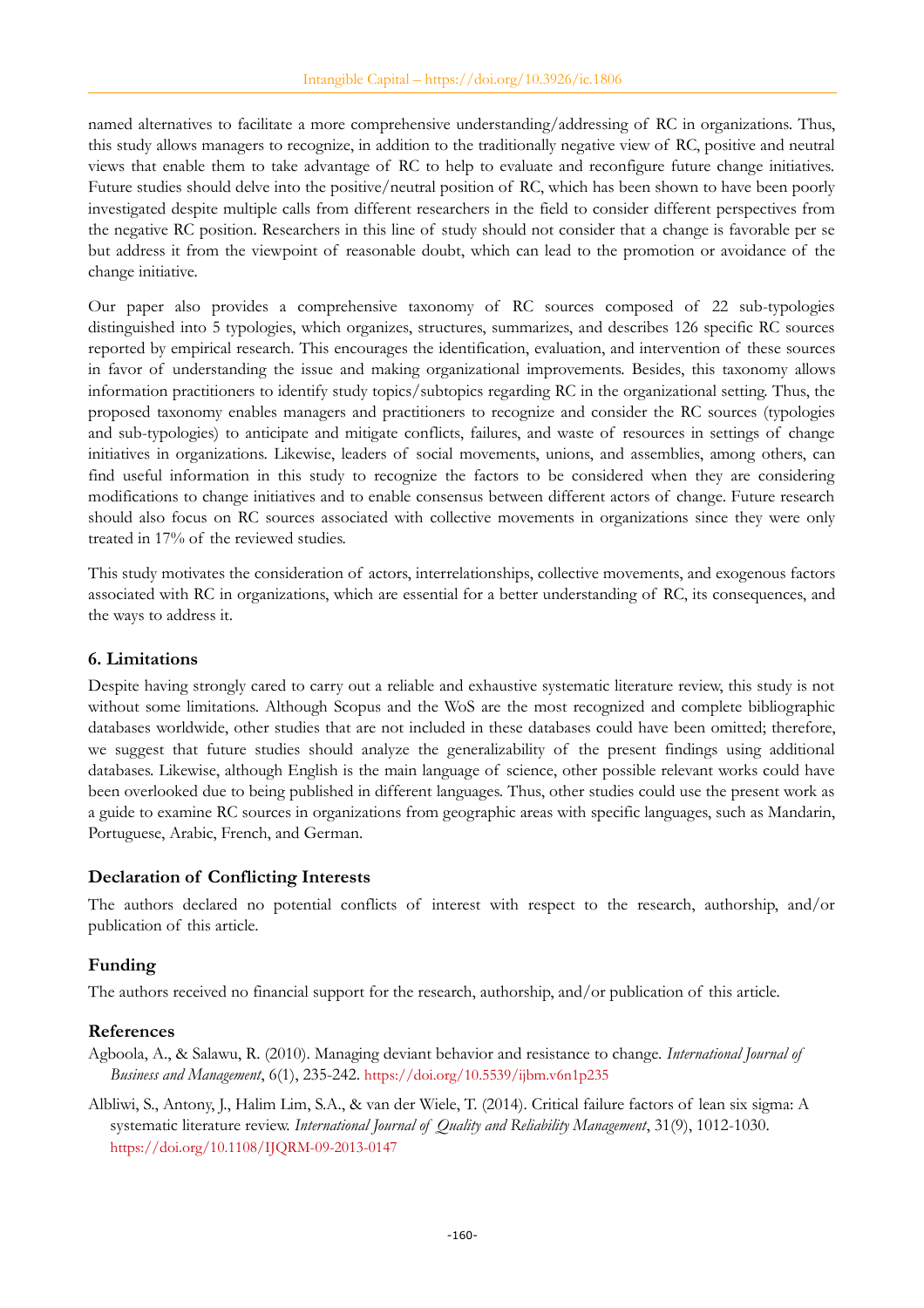named alternatives to facilitate a more comprehensive understanding/addressing of RC in organizations. Thus, this study allows managers to recognize, in addition to the traditionally negative view of RC, positive and neutral views that enable them to take advantage of RC to help to evaluate and reconfigure future change initiatives. Future studies should delve into the positive/neutral position of RC, which has been shown to have been poorly investigated despite multiple calls from different researchers in the field to consider different perspectives from the negative RC position. Researchers in this line of study should not consider that a change is favorable per se but address it from the viewpoint of reasonable doubt, which can lead to the promotion or avoidance of the change initiative.

Our paper also provides a comprehensive taxonomy of RC sources composed of 22 sub-typologies distinguished into 5 typologies, which organizes, structures, summarizes, and describes 126 specific RC sources reported by empirical research. This encourages the identification, evaluation, and intervention of these sources in favor of understanding the issue and making organizational improvements. Besides, this taxonomy allows information practitioners to identify study topics/subtopics regarding RC in the organizational setting. Thus, the proposed taxonomy enables managers and practitioners to recognize and consider the RC sources (typologies and sub-typologies) to anticipate and mitigate conflicts, failures, and waste of resources in settings of change initiatives in organizations. Likewise, leaders of social movements, unions, and assemblies, among others, can find useful information in this study to recognize the factors to be considered when they are considering modifications to change initiatives and to enable consensus between different actors of change. Future research should also focus on RC sources associated with collective movements in organizations since they were only treated in 17% of the reviewed studies.

This study motivates the consideration of actors, interrelationships, collective movements, and exogenous factors associated with RC in organizations, which are essential for a better understanding of RC, its consequences, and the ways to address it.

## 6. Limitations

Despite having strongly cared to carry out a reliable and exhaustive systematic literature review, this study is not without some limitations. Although Scopus and the WoS are the most recognized and complete bibliographic databases worldwide, other studies that are not included in these databases could have been omitted; therefore, we suggest that future studies should analyze the generalizability of the present findings using additional databases. Likewise, although English is the main language of science, other possible relevant works could have been overlooked due to being published in different languages. Thus, other studies could use the present work as a guide to examine RC sources in organizations from geographic areas with specific languages, such as Mandarin, Portuguese, Arabic, French, and German.

## Declaration of Conflicting Interests

The authors declared no potential conflicts of interest with respect to the research, authorship, and/or publication of this article.

## Funding

The authors received no financial support for the research, authorship, and/or publication of this article.

## References

Agboola, A., & Salawu, R. (2010). Managing deviant behavior and resistance to change. *International Journal of Business and Management*, 6(1), 235-242. https://doi.org/10.5539/ijbm.v6n1p235

Albliwi, S., Antony, J., Halim Lim, S.A., & van der Wiele, T. (2014). Critical failure factors of lean six sigma: A systematic literature review. *International Journal of Quality and Reliability Management*, 31(9), 1012-1030. https://doi.org/10.1108/IJQRM-09-2013-0147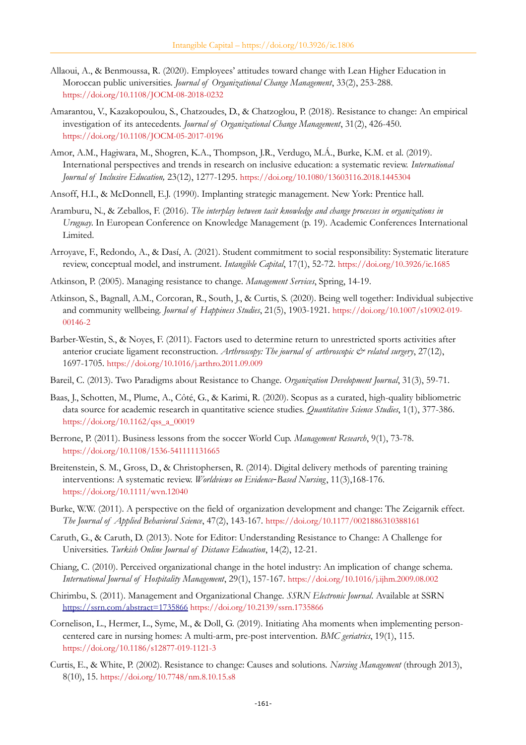Allaoui, A., & Benmoussa, R. (2020). Employees' attitudes toward change with Lean Higher Education in Moroccan public universities. *Journal of Organizational Change Management*, 33(2), 253-288. https://doi.org/10.1108/JOCM-08-2018-0232

Amarantou, V., Kazakopoulou, S., Chatzoudes, D., & Chatzoglou, P. (2018). Resistance to change: An empirical investigation of its antecedents. *Journal of Organizational Change Management*, 31(2), 426-450. https://doi.org/10.1108/JOCM-05-2017-0196

Amor, A.M., Hagiwara, M., Shogren, K.A., Thompson, J.R., Verdugo, M.Á., Burke, K.M. et al. (2019). International perspectives and trends in research on inclusive education: a systematic review. *International Journal of Inclusive Education,* 23(12), 1277-1295. https://doi.org/10.1080/13603116.2018.1445304

Ansoff, H.I., & McDonnell, E.J. (1990). Implanting strategic management. New York: Prentice hall.

Aramburu, N., & Zeballos, F. (2016). *The interplay between tacit knowledge and change processes in organizations in Uruguay*. In European Conference on Knowledge Management (p. 19). Academic Conferences International Limited.

Arroyave, F., Redondo, A., & Dasí, A. (2021). Student commitment to social responsibility: Systematic literature review, conceptual model, and instrument. *Intangible Capital*, 17(1), 52-72. https://doi.org/10.3926/ic.1685

Atkinson, P. (2005). Managing resistance to change. *Management Services*, Spring, 14-19.

Atkinson, S., Bagnall, A.M., Corcoran, R., South, J., & Curtis, S. (2020). Being well together: Individual subjective and community wellbeing. *Journal of Happiness Studies*, 21(5), 1903-1921. https://doi.org/10.1007/s10902-019-00146-2

Barber-Westin, S., & Noyes, F. (2011). Factors used to determine return to unrestricted sports activities after anterior cruciate ligament reconstruction. *Arthroscopy: The journal of arthroscopic & related surgery*, 27(12), 1697-1705. https://doi.org/10.1016/j.arthro.2011.09.009

Bareil, C. (2013). Two Paradigms about Resistance to Change. *Organization Development Journal*, 31(3), 59-71.

Baas, J., Schotten, M., Plume, A., Côté, G., & Karimi, R. (2020). Scopus as a curated, high-quality bibliometric data source for academic research in quantitative science studies. *Quantitative Science Studies*, 1(1), 377-386. https://doi.org/10.1162/qss_a_00019

Berrone, P. (2011). Business lessons from the soccer World Cup. *Management Research*, 9(1), 73-78. https://doi.org/10.1108/1536-541111131665

Breitenstein, S. M., Gross, D., & Christophersen, R. (2014). Digital delivery methods of parenting training interventions: A systematic review. *Worldviews on Evidence‐Based Nursing*, 11(3),168-176. https://doi.org/10.1111/wvn.12040

Burke, W.W. (2011). A perspective on the field of organization development and change: The Zeigarnik effect. *The Journal of Applied Behavioral Science*, 47(2), 143-167. https://doi.org/10.1177/0021886310388161

Caruth, G., & Caruth, D. (2013). Note for Editor: Understanding Resistance to Change: A Challenge for Universities. *Turkish Online Journal of Distance Education*, 14(2), 12-21.

Chiang, C. (2010). Perceived organizational change in the hotel industry: An implication of change schema. *International Journal of Hospitality Management*, 29(1), 157-167. https://doi.org/10.1016/j.ijhm.2009.08.002

Chirimbu, S. (2011). Management and Organizational Change. *SSRN Electronic Journal*. Available at SSRN https://ssrn.com/abstract=1735866 https://doi.org/10.2139/ssrn.1735866

Cornelison, L., Hermer, L., Syme, M., & Doll, G. (2019). Initiating Aha moments when implementing person-centered care in nursing homes: A multi-arm, pre-post intervention. *BMC geriatrics*, 19(1), 115. https://doi.org/10.1186/s12877-019-1121-3

Curtis, E., & White, P. (2002). Resistance to change: Causes and solutions. *Nursing Management* (through 2013), 8(10), 15. https://doi.org/10.7748/nm.8.10.15.s8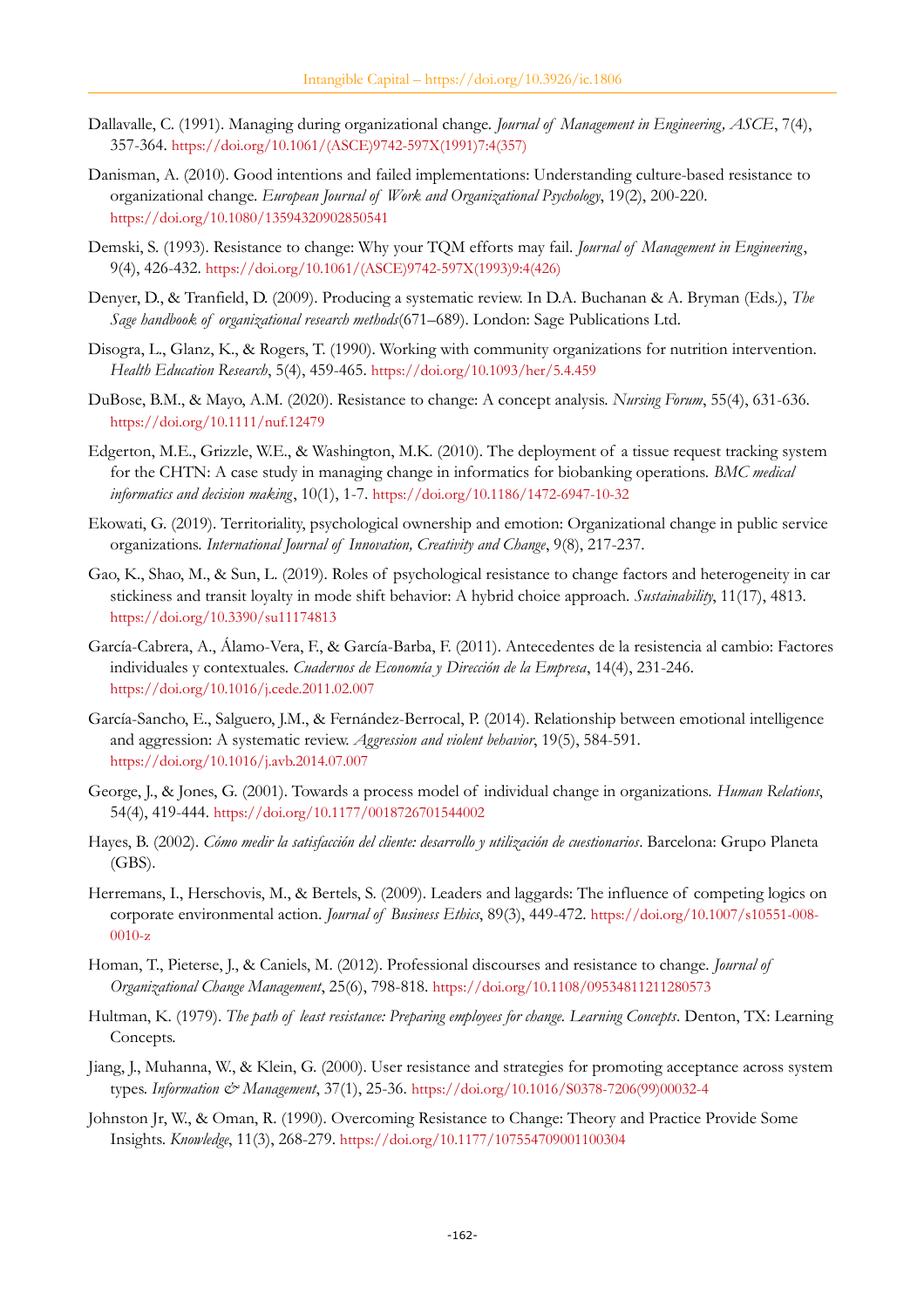Dallavalle, C. (1991). Managing during organizational change. *Journal of Management in Engineering, ASCE*, 7(4), 357-364. https://doi.org/10.1061/(ASCE)9742-597X(1991)7:4(357)

Danisman, A. (2010). Good intentions and failed implementations: Understanding culture-based resistance to organizational change. *European Journal of Work and Organizational Psychology*, 19(2), 200-220. https://doi.org/10.1080/13594320902850541

Demski, S. (1993). Resistance to change: Why your TQM efforts may fail. *Journal of Management in Engineering*, 9(4), 426-432. https://doi.org/10.1061/(ASCE)9742-597X(1993)9:4(426)

Denyer, D., & Tranfield, D. (2009). Producing a systematic review. In D.A. Buchanan & A. Bryman (Eds.), *The Sage handbook of organizational research methods*(671–689). London: Sage Publications Ltd.

Disogra, L., Glanz, K., & Rogers, T. (1990). Working with community organizations for nutrition intervention. *Health Education Research*, 5(4), 459-465. https://doi.org/10.1093/her/5.4.459

DuBose, B.M., & Mayo, A.M. (2020). Resistance to change: A concept analysis. *Nursing Forum*, 55(4), 631-636. https://doi.org/10.1111/nuf.12479

Edgerton, M.E., Grizzle, W.E., & Washington, M.K. (2010). The deployment of a tissue request tracking system for the CHTN: A case study in managing change in informatics for biobanking operations. *BMC medical informatics and decision making*, 10(1), 1-7. https://doi.org/10.1186/1472-6947-10-32

Ekowati, G. (2019). Territoriality, psychological ownership and emotion: Organizational change in public service organizations. *International Journal of Innovation, Creativity and Change*, 9(8), 217-237.

Gao, K., Shao, M., & Sun, L. (2019). Roles of psychological resistance to change factors and heterogeneity in car stickiness and transit loyalty in mode shift behavior: A hybrid choice approach. *Sustainability*, 11(17), 4813. https://doi.org/10.3390/su11174813

García-Cabrera, A., Álamo-Vera, F., & García-Barba, F. (2011). Antecedentes de la resistencia al cambio: Factores individuales y contextuales. *Cuadernos de Economía y Dirección de la Empresa*, 14(4), 231-246. https://doi.org/10.1016/j.cede.2011.02.007

García-Sancho, E., Salguero, J.M., & Fernández-Berrocal, P. (2014). Relationship between emotional intelligence and aggression: A systematic review. *Aggression and violent behavior*, 19(5), 584-591. https://doi.org/10.1016/j.avb.2014.07.007

George, J., & Jones, G. (2001). Towards a process model of individual change in organizations. *Human Relations*, 54(4), 419-444. https://doi.org/10.1177/0018726701544002

Hayes, B. (2002). *Cómo medir la satisfacción del cliente: desarrollo y utilización de cuestionarios*. Barcelona: Grupo Planeta (GBS).

Herremans, I., Herschovis, M., & Bertels, S. (2009). Leaders and laggards: The influence of competing logics on corporate environmental action. *Journal of Business Ethics*, 89(3), 449-472. https://doi.org/10.1007/s10551-008-0010-z

Homan, T., Pieterse, J., & Caniels, M. (2012). Professional discourses and resistance to change. *Journal of Organizational Change Management*, 25(6), 798-818. https://doi.org/10.1108/09534811211280573

Hultman, K. (1979). *The path of least resistance: Preparing employees for change. Learning Concepts*. Denton, TX: Learning Concepts.

Jiang, J., Muhanna, W., & Klein, G. (2000). User resistance and strategies for promoting acceptance across system types. *Information & Management*, 37(1), 25-36. https://doi.org/10.1016/S0378-7206(99)00032-4

Johnston Jr, W., & Oman, R. (1990). Overcoming Resistance to Change: Theory and Practice Provide Some Insights. *Knowledge*, 11(3), 268-279. https://doi.org/10.1177/107554709001100304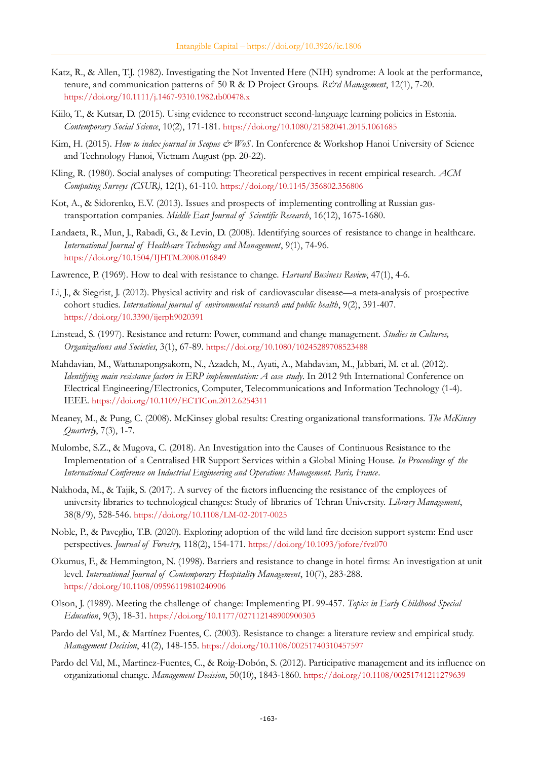Katz, R., & Allen, T.J. (1982). Investigating the Not Invented Here (NIH) syndrome: A look at the performance, tenure, and communication patterns of 50 R & D Project Groups. *R&d Management*, 12(1), 7-20. https://doi.org/10.1111/j.1467-9310.1982.tb00478.x

Kiilo, T., & Kutsar, D. (2015). Using evidence to reconstruct second-language learning policies in Estonia. *Contemporary Social Science*, 10(2), 171-181. https://doi.org/10.1080/21582041.2015.1061685

Kim, H. (2015). *How to index journal in Scopus & WoS*. In Conference & Workshop Hanoi University of Science and Technology Hanoi, Vietnam August (pp. 20-22).

Kling, R. (1980). Social analyses of computing: Theoretical perspectives in recent empirical research. *ACM Computing Surveys (CSUR)*, 12(1), 61-110. https://doi.org/10.1145/356802.356806

Kot, A., & Sidorenko, E.V. (2013). Issues and prospects of implementing controlling at Russian gas-transportation companies. *Middle East Journal of Scientific Research*, 16(12), 1675-1680.

Landaeta, R., Mun, J., Rabadi, G., & Levin, D. (2008). Identifying sources of resistance to change in healthcare. *International Journal of Healthcare Technology and Management*, 9(1), 74-96. https://doi.org/10.1504/IJHTM.2008.016849

Lawrence, P. (1969). How to deal with resistance to change. *Harvard Business Review*, 47(1), 4-6.

Li, J., & Siegrist, J. (2012). Physical activity and risk of cardiovascular disease—a meta-analysis of prospective cohort studies. *International journal of environmental research and public health*, 9(2), 391-407. https://doi.org/10.3390/ijerph9020391

Linstead, S. (1997). Resistance and return: Power, command and change management. *Studies in Cultures, Organizations and Societies*, 3(1), 67-89. https://doi.org/10.1080/10245289708523488

Mahdavian, M., Wattanapongsakorn, N., Azadeh, M., Ayati, A., Mahdavian, M., Jabbari, M. et al. (2012). *Identifying main resistance factors in ERP implementation: A case study*. In 2012 9th International Conference on Electrical Engineering/Electronics, Computer, Telecommunications and Information Technology (1-4). IEEE. https://doi.org/10.1109/ECTICon.2012.6254311

Meaney, M., & Pung, C. (2008). McKinsey global results: Creating organizational transformations. *The McKinsey Quarterly*, 7(3), 1-7.

Mulombe, S.Z., & Mugova, C. (2018). An Investigation into the Causes of Continuous Resistance to the Implementation of a Centralised HR Support Services within a Global Mining House. *In Proceedings of the International Conference on Industrial Engineering and Operations Management. Paris, France*.

Nakhoda, M., & Tajik, S. (2017). A survey of the factors influencing the resistance of the employees of university libraries to technological changes: Study of libraries of Tehran University. *Library Management*, 38(8/9), 528-546. https://doi.org/10.1108/LM-02-2017-0025

Noble, P., & Paveglio, T.B. (2020). Exploring adoption of the wild land fire decision support system: End user perspectives. *Journal of Forestry,* 118(2), 154-171. https://doi.org/10.1093/jofore/fvz070

Okumus, F., & Hemmington, N. (1998). Barriers and resistance to change in hotel firms: An investigation at unit level. *International Journal of Contemporary Hospitality Management*, 10(7), 283-288. https://doi.org/10.1108/09596119810240906

Olson, J. (1989). Meeting the challenge of change: Implementing PL 99-457. *Topics in Early Childhood Special Education*, 9(3), 18-31. https://doi.org/10.1177/027112148900900303

Pardo del Val, M., & Martínez Fuentes, C. (2003). Resistance to change: a literature review and empirical study. *Management Decision*, 41(2), 148-155. https://doi.org/10.1108/00251740310457597

Pardo del Val, M., Martinez-Fuentes, C., & Roig-Dobón, S. (2012). Participative management and its influence on organizational change. *Management Decision*, 50(10), 1843-1860. https://doi.org/10.1108/00251741211279639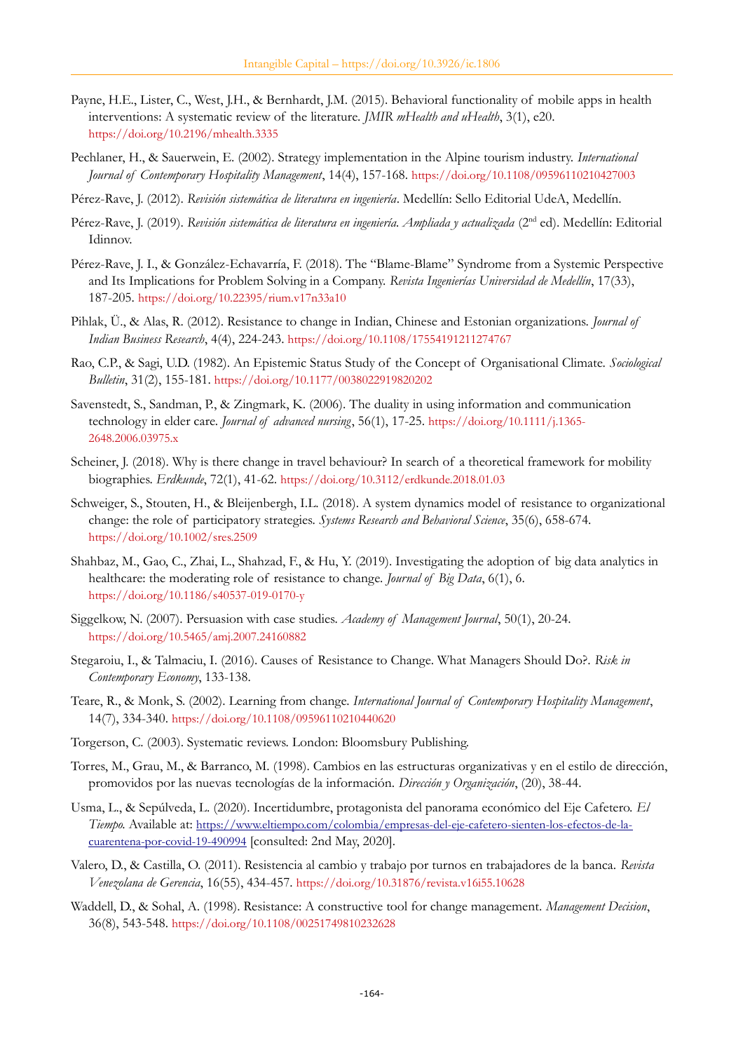Payne, H.E., Lister, C., West, J.H., & Bernhardt, J.M. (2015). Behavioral functionality of mobile apps in health interventions: A systematic review of the literature. *JMIR mHealth and uHealth*, 3(1), e20. https://doi.org/10.2196/mhealth.3335

Pechlaner, H., & Sauerwein, E. (2002). Strategy implementation in the Alpine tourism industry. *International Journal of Contemporary Hospitality Management*, 14(4), 157-168. https://doi.org/10.1108/09596110210427003

Pérez-Rave, J. (2012). *Revisión sistemática de literatura en ingeniería*. Medellín: Sello Editorial UdeA, Medellín.

Pérez-Rave, J. (2019). *Revisión sistemática de literatura en ingeniería. Ampliada y actualizada* (2nd ed). Medellín: Editorial Idinnov.

Pérez-Rave, J. I., & González-Echavarría, F. (2018). The "Blame-Blame" Syndrome from a Systemic Perspective and Its Implications for Problem Solving in a Company. *Revista Ingenierías Universidad de Medellín*, 17(33), 187-205. https://doi.org/10.22395/rium.v17n33a10

Pihlak, Ü., & Alas, R. (2012). Resistance to change in Indian, Chinese and Estonian organizations. *Journal of Indian Business Research*, 4(4), 224-243. https://doi.org/10.1108/17554191211274767

Rao, C.P., & Sagi, U.D. (1982). An Epistemic Status Study of the Concept of Organisational Climate. *Sociological Bulletin*, 31(2), 155-181. https://doi.org/10.1177/0038022919820202

Savenstedt, S., Sandman, P., & Zingmark, K. (2006). The duality in using information and communication technology in elder care. *Journal of advanced nursing*, 56(1), 17-25. https://doi.org/10.1111/j.1365-2648.2006.03975.x

Scheiner, J. (2018). Why is there change in travel behaviour? In search of a theoretical framework for mobility biographies. *Erdkunde*, 72(1), 41-62. https://doi.org/10.3112/erdkunde.2018.01.03

Schweiger, S., Stouten, H., & Bleijenbergh, I.L. (2018). A system dynamics model of resistance to organizational change: the role of participatory strategies. *Systems Research and Behavioral Science*, 35(6), 658-674. https://doi.org/10.1002/sres.2509

Shahbaz, M., Gao, C., Zhai, L., Shahzad, F., & Hu, Y. (2019). Investigating the adoption of big data analytics in healthcare: the moderating role of resistance to change. *Journal of Big Data*, 6(1), 6. https://doi.org/10.1186/s40537-019-0170-y

Siggelkow, N. (2007). Persuasion with case studies. *Academy of Management Journal*, 50(1), 20-24. https://doi.org/10.5465/amj.2007.24160882

Stegaroiu, I., & Talmaciu, I. (2016). Causes of Resistance to Change. What Managers Should Do?. *Risk in Contemporary Economy*, 133-138.

Teare, R., & Monk, S. (2002). Learning from change. *International Journal of Contemporary Hospitality Management*, 14(7), 334-340. https://doi.org/10.1108/09596110210440620

Torgerson, C. (2003). Systematic reviews. London: Bloomsbury Publishing.

Torres, M., Grau, M., & Barranco, M. (1998). Cambios en las estructuras organizativas y en el estilo de dirección, promovidos por las nuevas tecnologías de la información. *Dirección y Organización*, (20), 38-44.

Usma, L., & Sepúlveda, L. (2020). Incertidumbre, protagonista del panorama económico del Eje Cafetero. *El Tiempo*. Available at: https://www.eltiempo.com/colombia/empresas-del-eje-cafetero-sienten-los-efectos-de-la-cuarentena-por-covid-19-490994 [consulted: 2nd May, 2020].

Valero, D., & Castilla, O. (2011). Resistencia al cambio y trabajo por turnos en trabajadores de la banca. *Revista Venezolana de Gerencia*, 16(55), 434-457. https://doi.org/10.31876/revista.v16i55.10628

Waddell, D., & Sohal, A. (1998). Resistance: A constructive tool for change management. *Management Decision*, 36(8), 543-548. https://doi.org/10.1108/00251749810232628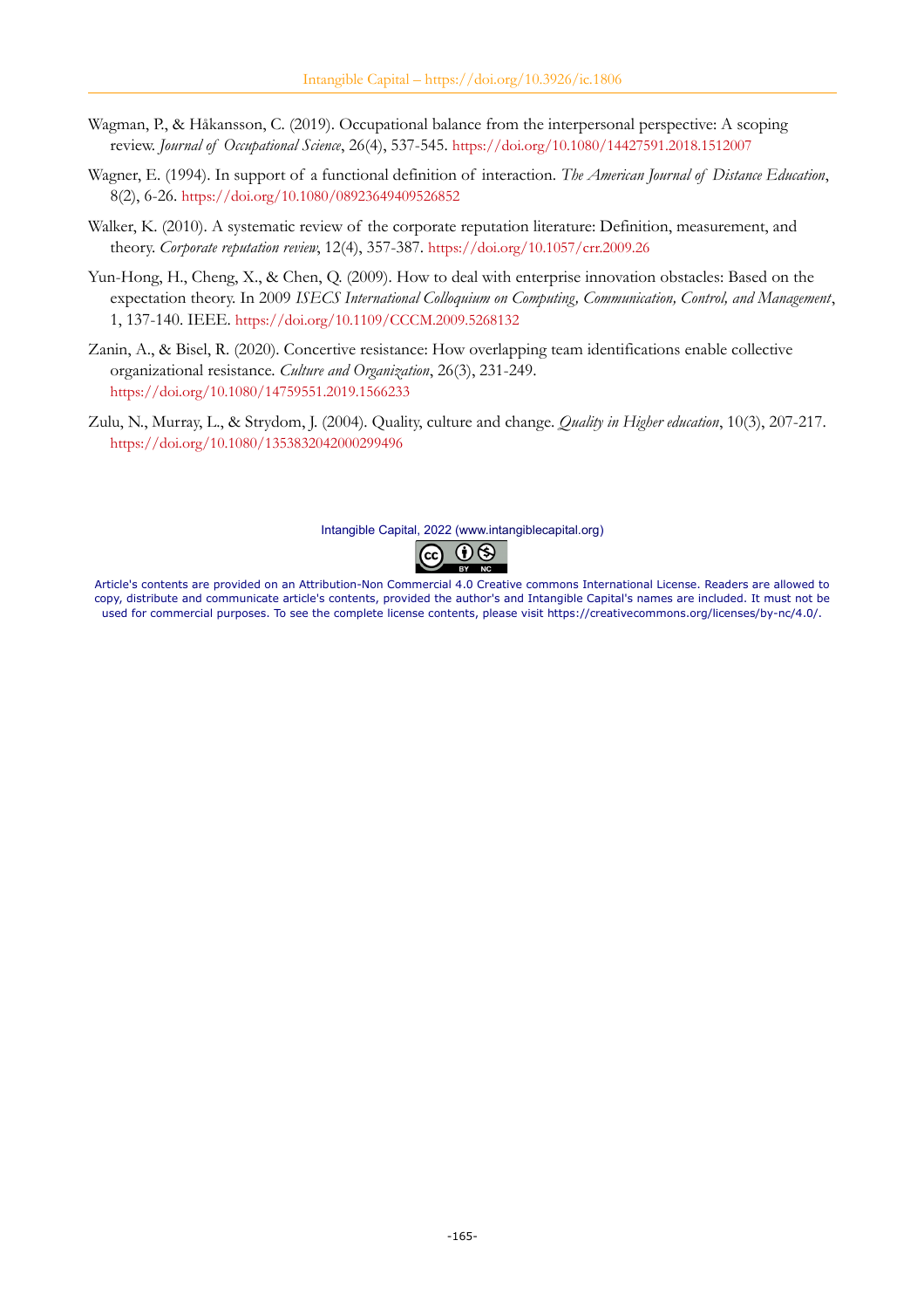Wagman, P., & Håkansson, C. (2019). Occupational balance from the interpersonal perspective: A scoping review. *Journal of Occupational Science*, 26(4), 537-545. https://doi.org/10.1080/14427591.2018.1512007

Wagner, E. (1994). In support of a functional definition of interaction. *The American Journal of Distance Education*, 8(2), 6-26. https://doi.org/10.1080/08923649409526852

Walker, K. (2010). A systematic review of the corporate reputation literature: Definition, measurement, and theory. *Corporate reputation review*, 12(4), 357-387. https://doi.org/10.1057/crr.2009.26

Yun-Hong, H., Cheng, X., & Chen, Q. (2009). How to deal with enterprise innovation obstacles: Based on the expectation theory. In 2009 *ISECS International Colloquium on Computing, Communication, Control, and Management*, 1, 137-140. IEEE. https://doi.org/10.1109/CCCM.2009.5268132

Zanin, A., & Bisel, R. (2020). Concertive resistance: How overlapping team identifications enable collective organizational resistance. *Culture and Organization*, 26(3), 231-249. https://doi.org/10.1080/14759551.2019.1566233

Zulu, N., Murray, L., & Strydom, J. (2004). Quality, culture and change. *Quality in Higher education*, 10(3), 207-217. https://doi.org/10.1080/1353832042000299496

Intangible Capital, 2022 (www.intangiblecapital.org)

Article's contents are provided on an Attribution-Non Commercial 4.0 Creative commons International License. Readers are allowed to copy, distribute and communicate article's contents, provided the author's and Intangible Capital's names are included. It must not be used for commercial purposes. To see the complete license contents, please visit https://creativecommons.org/licenses/by-nc/4.0/.